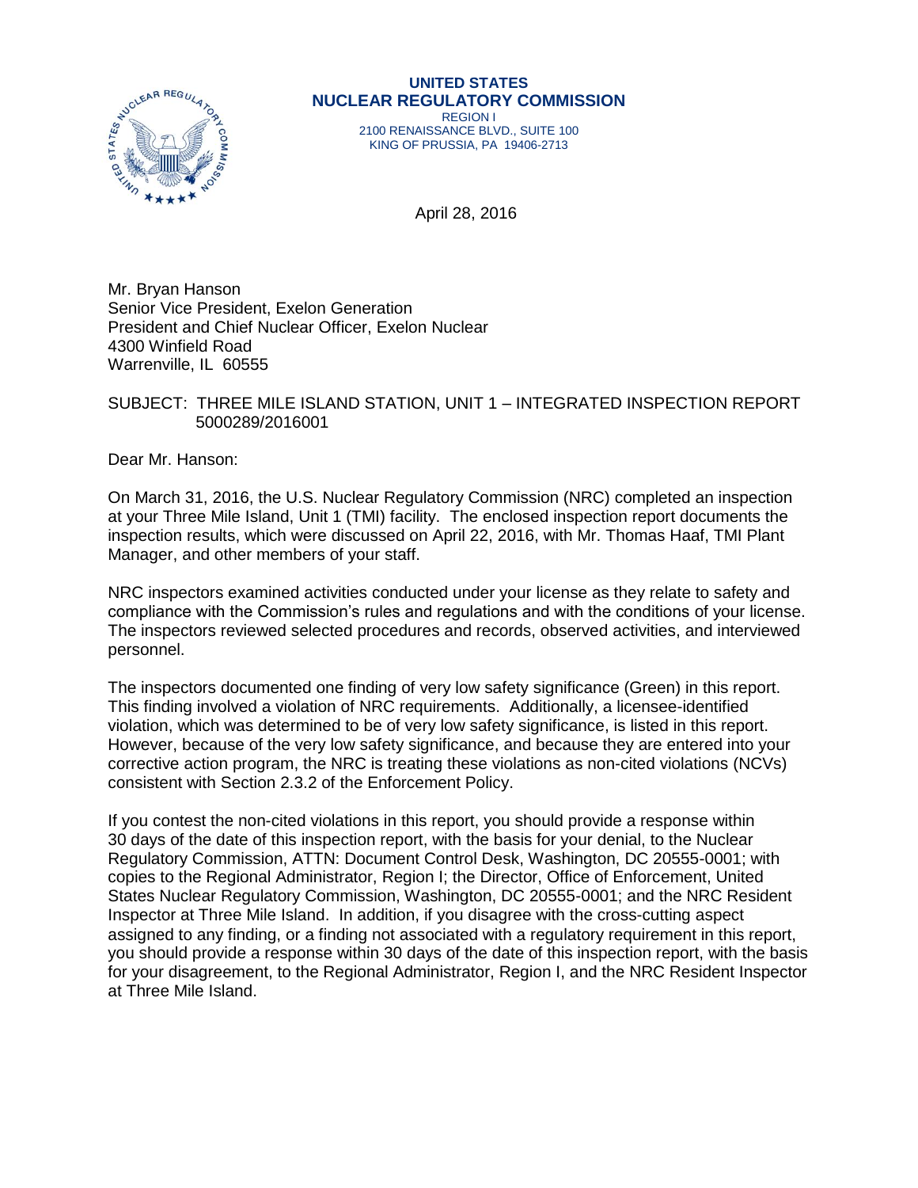**UNITED STATES**
**NUCLEAR REGULATORY COMMISSION**
REGION I
2100 RENAISSANCE BLVD., SUITE 100
KING OF PRUSSIA, PA 19406-2713

April 28, 2016

Mr. Bryan Hanson
Senior Vice President, Exelon Generation
President and Chief Nuclear Officer, Exelon Nuclear
4300 Winfield Road
Warrenville, IL 60555

SUBJECT: THREE MILE ISLAND STATION, UNIT 1 – INTEGRATED INSPECTION REPORT 5000289/2016001

Dear Mr. Hanson:

On March 31, 2016, the U.S. Nuclear Regulatory Commission (NRC) completed an inspection at your Three Mile Island, Unit 1 (TMI) facility. The enclosed inspection report documents the inspection results, which were discussed on April 22, 2016, with Mr. Thomas Haaf, TMI Plant Manager, and other members of your staff.

NRC inspectors examined activities conducted under your license as they relate to safety and compliance with the Commission's rules and regulations and with the conditions of your license. The inspectors reviewed selected procedures and records, observed activities, and interviewed personnel.

The inspectors documented one finding of very low safety significance (Green) in this report. This finding involved a violation of NRC requirements. Additionally, a licensee-identified violation, which was determined to be of very low safety significance, is listed in this report. However, because of the very low safety significance, and because they are entered into your corrective action program, the NRC is treating these violations as non-cited violations (NCVs) consistent with Section 2.3.2 of the Enforcement Policy.

If you contest the non-cited violations in this report, you should provide a response within 30 days of the date of this inspection report, with the basis for your denial, to the Nuclear Regulatory Commission, ATTN: Document Control Desk, Washington, DC 20555-0001; with copies to the Regional Administrator, Region I; the Director, Office of Enforcement, United States Nuclear Regulatory Commission, Washington, DC 20555-0001; and the NRC Resident Inspector at Three Mile Island. In addition, if you disagree with the cross-cutting aspect assigned to any finding, or a finding not associated with a regulatory requirement in this report, you should provide a response within 30 days of the date of this inspection report, with the basis for your disagreement, to the Regional Administrator, Region I, and the NRC Resident Inspector at Three Mile Island.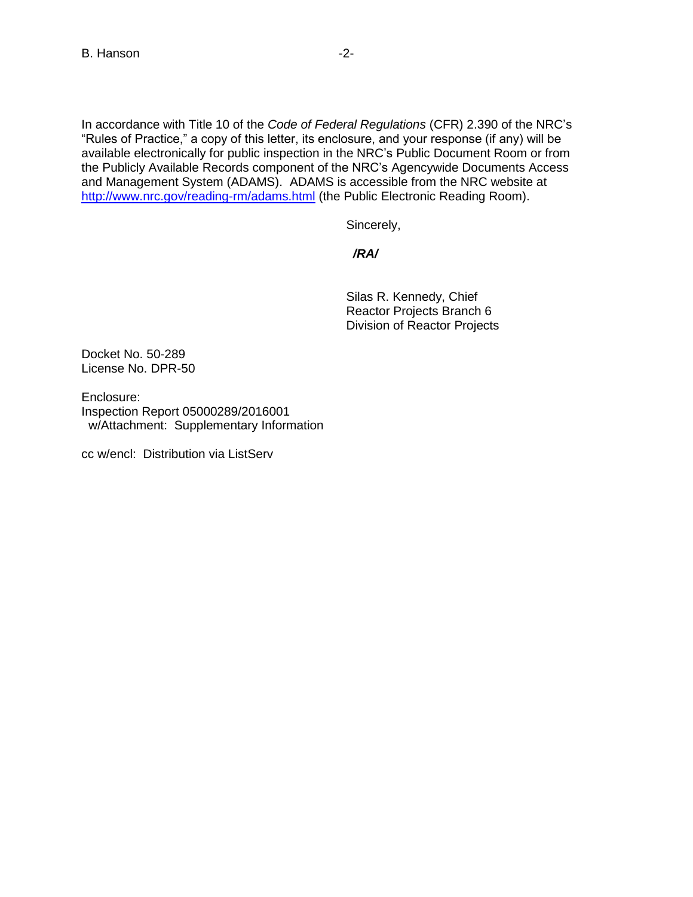In accordance with Title 10 of the *Code of Federal Regulations* (CFR) 2.390 of the NRC's "Rules of Practice," a copy of this letter, its enclosure, and your response (if any) will be available electronically for public inspection in the NRC's Public Document Room or from the Publicly Available Records component of the NRC's Agencywide Documents Access and Management System (ADAMS). ADAMS is accessible from the NRC website at http://www.nrc.gov/reading-rm/adams.html (the Public Electronic Reading Room).

Sincerely,

***/RA/***

Silas R. Kennedy, Chief
Reactor Projects Branch 6
Division of Reactor Projects

Docket No. 50-289
License No. DPR-50

Enclosure:
Inspection Report 05000289/2016001
w/Attachment: Supplementary Information

cc w/encl: Distribution via ListServ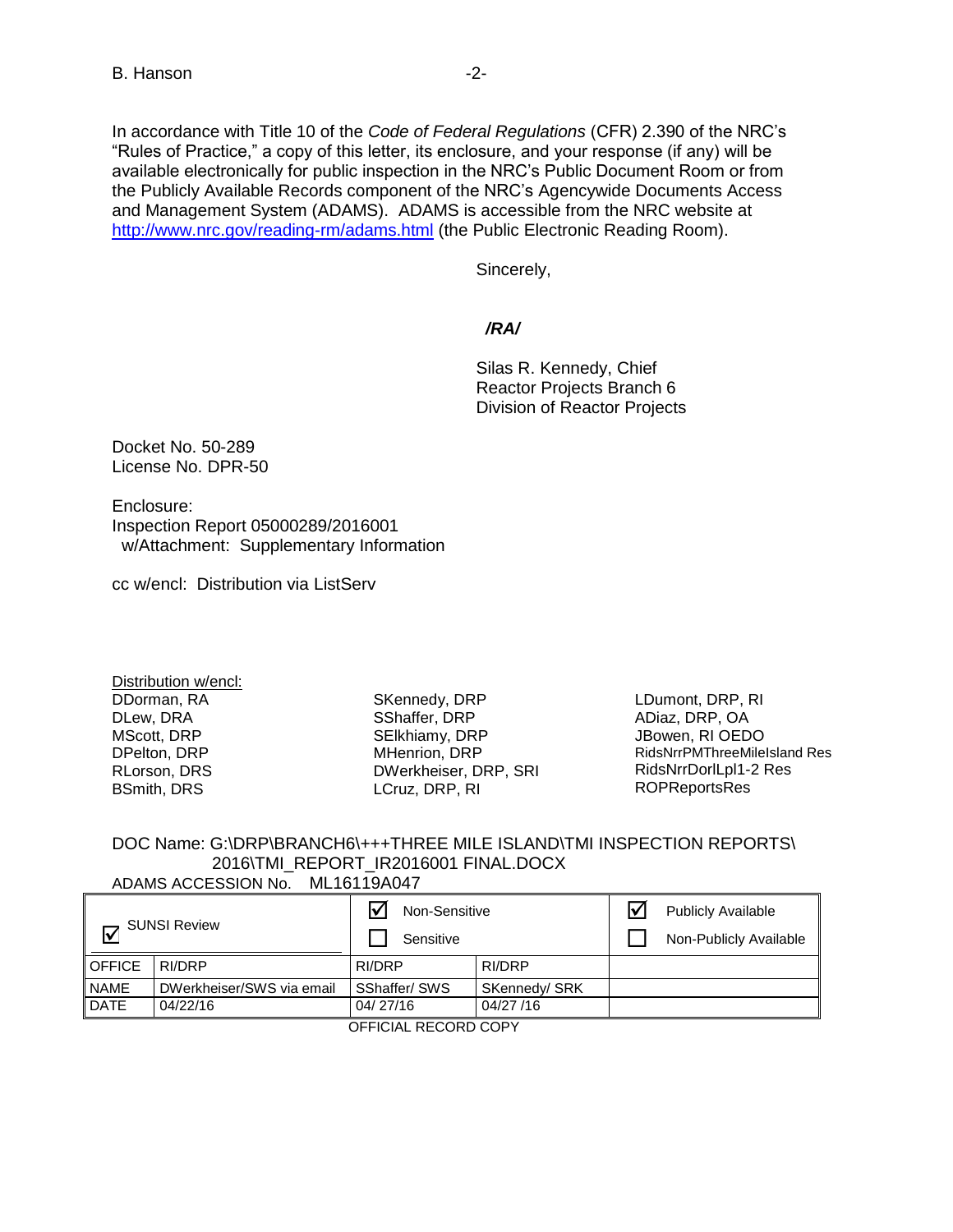In accordance with Title 10 of the *Code of Federal Regulations* (CFR) 2.390 of the NRC's "Rules of Practice," a copy of this letter, its enclosure, and your response (if any) will be available electronically for public inspection in the NRC's Public Document Room or from the Publicly Available Records component of the NRC's Agencywide Documents Access and Management System (ADAMS). ADAMS is accessible from the NRC website at http://www.nrc.gov/reading-rm/adams.html (the Public Electronic Reading Room).

Sincerely,

***/RA/***

Silas R. Kennedy, Chief
Reactor Projects Branch 6
Division of Reactor Projects

Docket No. 50-289
License No. DPR-50

Enclosure:
Inspection Report 05000289/2016001
w/Attachment: Supplementary Information

cc w/encl: Distribution via ListServ

Distribution w/encl:
DDorman, RA
DLew, DRA
MScott, DRP
DPelton, DRP
RLorson, DRS
BSmith, DRS
SKennedy, DRP
SShaffer, DRP
SElkhiamy, DRP
MHenrion, DRP
DWerkheiser, DRP, SRI
LCruz, DRP, RI
LDumont, DRP, RI
ADiaz, DRP, OA
JBowen, RI OEDO
RidsNrrPMThreeMileIsland Res
RidsNrrDorlLpl1-2 Res
ROPReportsRes

DOC Name: G:\DRP\BRANCH6\+++THREE MILE ISLAND\TMI INSPECTION REPORTS\2016\TMI_REPORT_IR2016001 FINAL.DOCX
ADAMS ACCESSION No. ML16119A047

| ☑ SUNSI Review | | ☑ Non-Sensitive ☐ Sensitive | | ☑ Publicly Available ☐ Non-Publicly Available |
|---|---|---|---|---|
| OFFICE | RI/DRP | RI/DRP | RI/DRP | |
| NAME | DWerkheiser/SWS via email | SShaffer/ SWS | SKennedy/ SRK | |
| DATE | 04/22/16 | 04/ 27/16 | 04/27 /16 | |

OFFICIAL RECORD COPY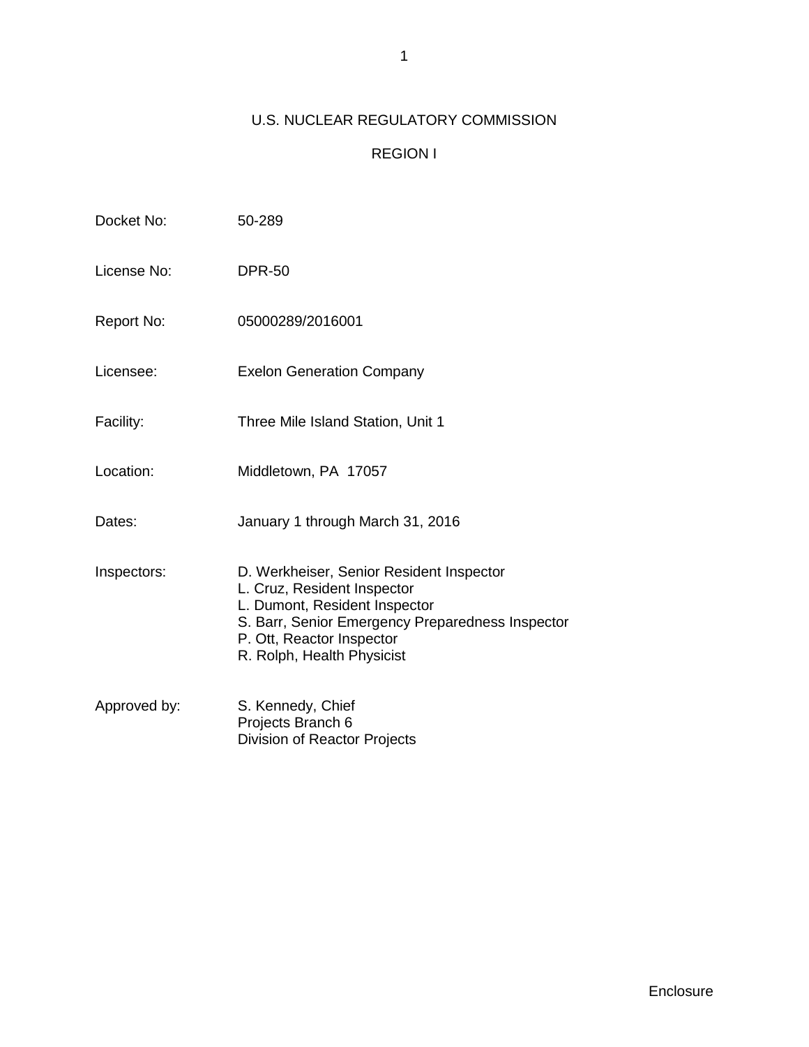U.S. NUCLEAR REGULATORY COMMISSION

REGION I

| | |
|---|---|
| Docket No: | 50-289 |
| License No: | DPR-50 |
| Report No: | 05000289/2016001 |
| Licensee: | Exelon Generation Company |
| Facility: | Three Mile Island Station, Unit 1 |
| Location: | Middletown, PA 17057 |
| Dates: | January 1 through March 31, 2016 |
| Inspectors: | D. Werkheiser, Senior Resident Inspector<br>L. Cruz, Resident Inspector<br>L. Dumont, Resident Inspector<br>S. Barr, Senior Emergency Preparedness Inspector<br>P. Ott, Reactor Inspector<br>R. Rolph, Health Physicist |
| Approved by: | S. Kennedy, Chief<br>Projects Branch 6<br>Division of Reactor Projects |

Enclosure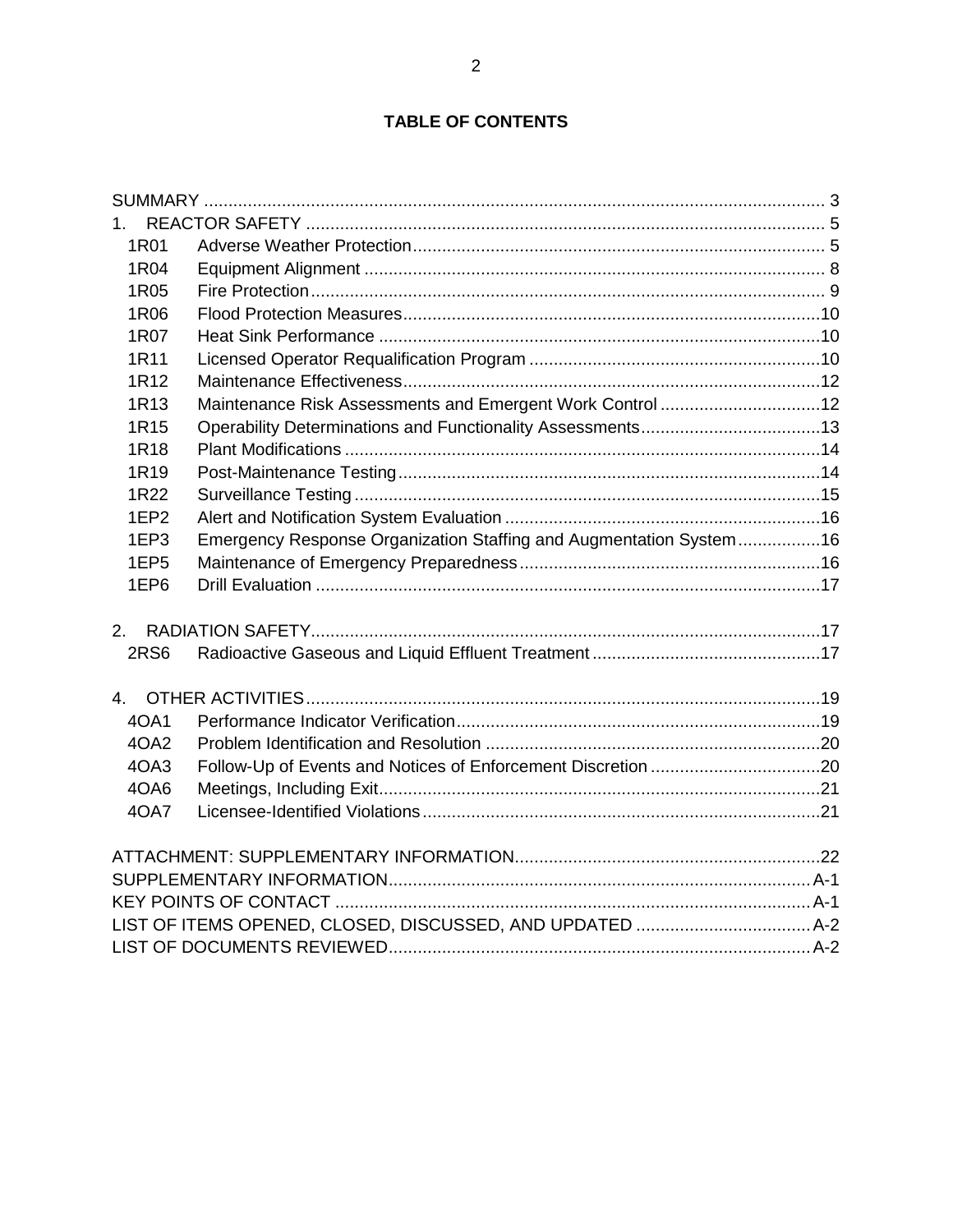## TABLE OF CONTENTS

| | | |
|---|---|---|
| SUMMARY | | 3 |
| 1. REACTOR SAFETY | | 5 |
| 1R01 | Adverse Weather Protection | 5 |
| 1R04 | Equipment Alignment | 8 |
| 1R05 | Fire Protection | 9 |
| 1R06 | Flood Protection Measures | 10 |
| 1R07 | Heat Sink Performance | 10 |
| 1R11 | Licensed Operator Requalification Program | 10 |
| 1R12 | Maintenance Effectiveness | 12 |
| 1R13 | Maintenance Risk Assessments and Emergent Work Control | 12 |
| 1R15 | Operability Determinations and Functionality Assessments | 13 |
| 1R18 | Plant Modifications | 14 |
| 1R19 | Post-Maintenance Testing | 14 |
| 1R22 | Surveillance Testing | 15 |
| 1EP2 | Alert and Notification System Evaluation | 16 |
| 1EP3 | Emergency Response Organization Staffing and Augmentation System | 16 |
| 1EP5 | Maintenance of Emergency Preparedness | 16 |
| 1EP6 | Drill Evaluation | 17 |
| 2. RADIATION SAFETY | | 17 |
| 2RS6 | Radioactive Gaseous and Liquid Effluent Treatment | 17 |
| 4. OTHER ACTIVITIES | | 19 |
| 4OA1 | Performance Indicator Verification | 19 |
| 4OA2 | Problem Identification and Resolution | 20 |
| 4OA3 | Follow-Up of Events and Notices of Enforcement Discretion | 20 |
| 4OA6 | Meetings, Including Exit | 21 |
| 4OA7 | Licensee-Identified Violations | 21 |
| ATTACHMENT: SUPPLEMENTARY INFORMATION | | 22 |
| SUPPLEMENTARY INFORMATION | | A-1 |
| KEY POINTS OF CONTACT | | A-1 |
| LIST OF ITEMS OPENED, CLOSED, DISCUSSED, AND UPDATED | | A-2 |
| LIST OF DOCUMENTS REVIEWED | | A-2 |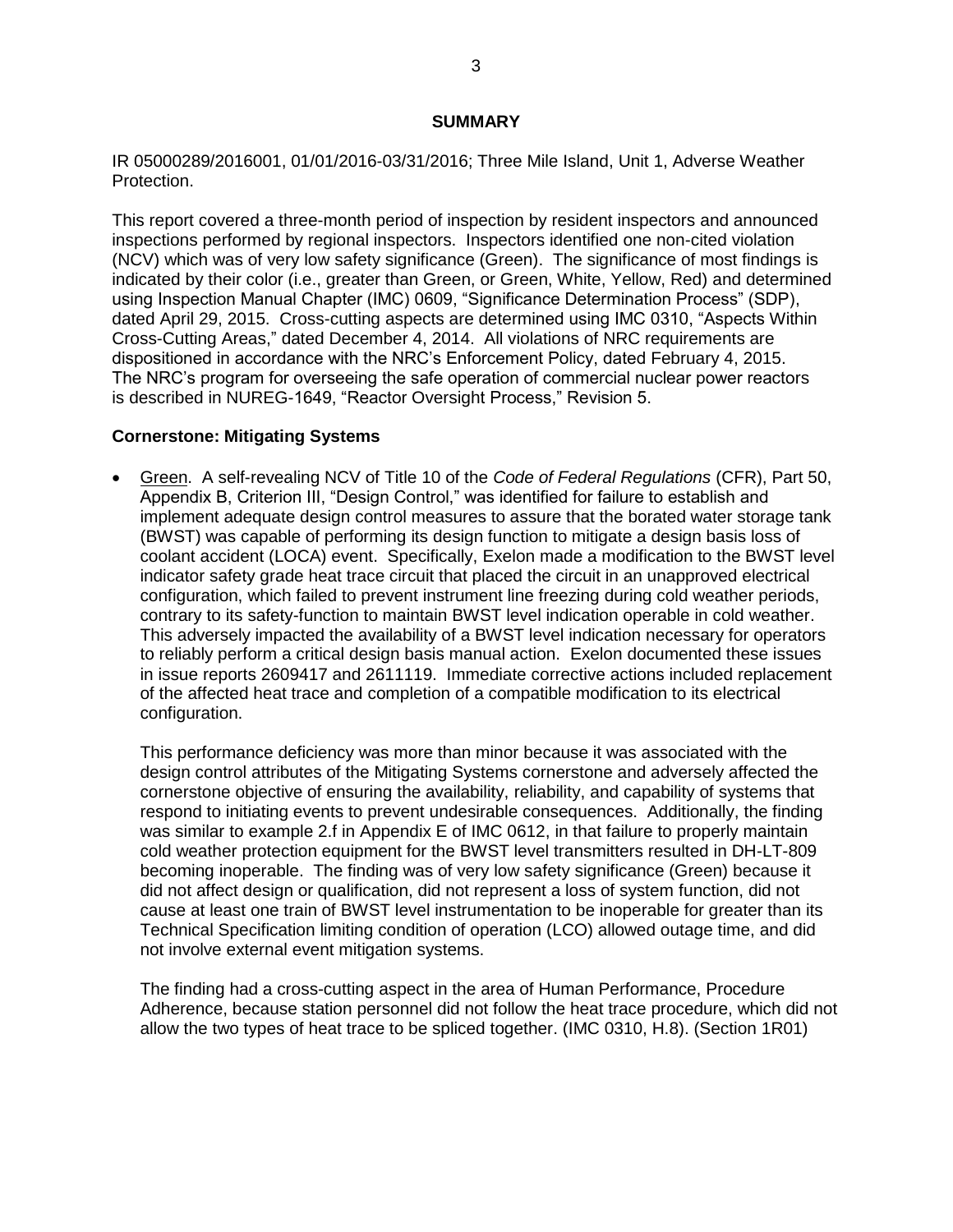## SUMMARY

IR 05000289/2016001, 01/01/2016-03/31/2016; Three Mile Island, Unit 1, Adverse Weather Protection.

This report covered a three-month period of inspection by resident inspectors and announced inspections performed by regional inspectors. Inspectors identified one non-cited violation (NCV) which was of very low safety significance (Green). The significance of most findings is indicated by their color (i.e., greater than Green, or Green, White, Yellow, Red) and determined using Inspection Manual Chapter (IMC) 0609, "Significance Determination Process" (SDP), dated April 29, 2015. Cross-cutting aspects are determined using IMC 0310, "Aspects Within Cross-Cutting Areas," dated December 4, 2014. All violations of NRC requirements are dispositioned in accordance with the NRC's Enforcement Policy, dated February 4, 2015. The NRC's program for overseeing the safe operation of commercial nuclear power reactors is described in NUREG-1649, "Reactor Oversight Process," Revision 5.

### Cornerstone: Mitigating Systems

- Green. A self-revealing NCV of Title 10 of the *Code of Federal Regulations* (CFR), Part 50, Appendix B, Criterion III, "Design Control," was identified for failure to establish and implement adequate design control measures to assure that the borated water storage tank (BWST) was capable of performing its design function to mitigate a design basis loss of coolant accident (LOCA) event. Specifically, Exelon made a modification to the BWST level indicator safety grade heat trace circuit that placed the circuit in an unapproved electrical configuration, which failed to prevent instrument line freezing during cold weather periods, contrary to its safety-function to maintain BWST level indication operable in cold weather. This adversely impacted the availability of a BWST level indication necessary for operators to reliably perform a critical design basis manual action. Exelon documented these issues in issue reports 2609417 and 2611119. Immediate corrective actions included replacement of the affected heat trace and completion of a compatible modification to its electrical configuration.

  This performance deficiency was more than minor because it was associated with the design control attributes of the Mitigating Systems cornerstone and adversely affected the cornerstone objective of ensuring the availability, reliability, and capability of systems that respond to initiating events to prevent undesirable consequences. Additionally, the finding was similar to example 2.f in Appendix E of IMC 0612, in that failure to properly maintain cold weather protection equipment for the BWST level transmitters resulted in DH-LT-809 becoming inoperable. The finding was of very low safety significance (Green) because it did not affect design or qualification, did not represent a loss of system function, did not cause at least one train of BWST level instrumentation to be inoperable for greater than its Technical Specification limiting condition of operation (LCO) allowed outage time, and did not involve external event mitigation systems.

  The finding had a cross-cutting aspect in the area of Human Performance, Procedure Adherence, because station personnel did not follow the heat trace procedure, which did not allow the two types of heat trace to be spliced together. (IMC 0310, H.8). (Section 1R01)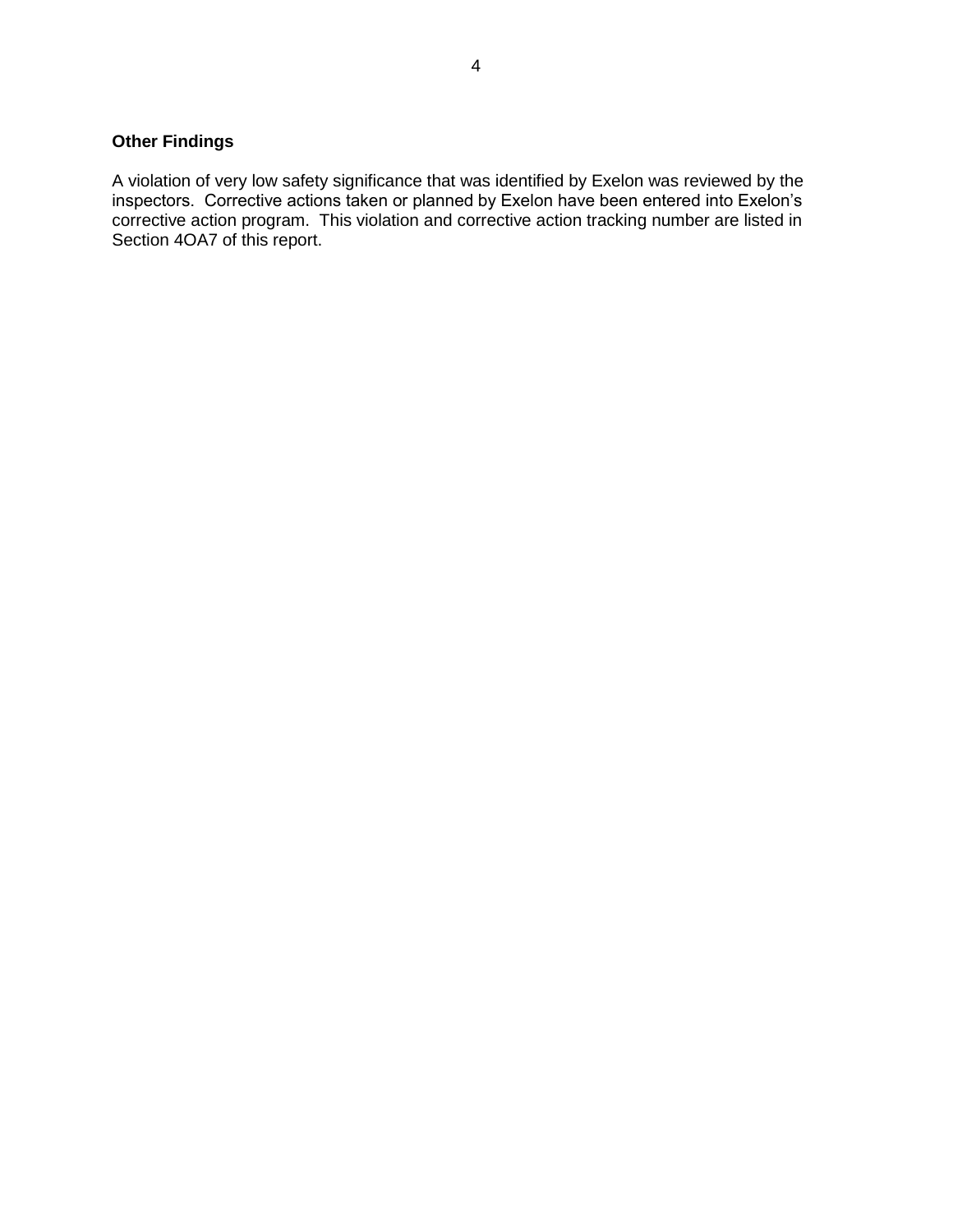**Other Findings**

A violation of very low safety significance that was identified by Exelon was reviewed by the inspectors. Corrective actions taken or planned by Exelon have been entered into Exelon's corrective action program. This violation and corrective action tracking number are listed in Section 4OA7 of this report.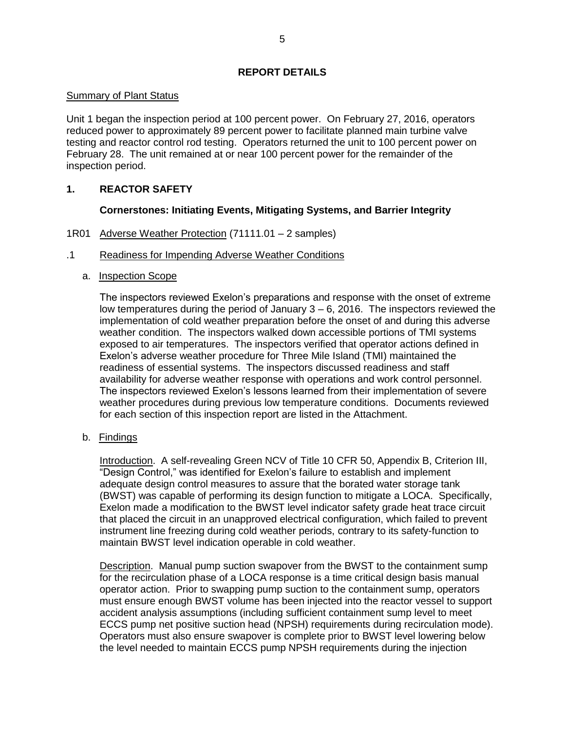## REPORT DETAILS

Summary of Plant Status

Unit 1 began the inspection period at 100 percent power. On February 27, 2016, operators reduced power to approximately 89 percent power to facilitate planned main turbine valve testing and reactor control rod testing. Operators returned the unit to 100 percent power on February 28. The unit remained at or near 100 percent power for the remainder of the inspection period.

## 1. REACTOR SAFETY

### Cornerstones: Initiating Events, Mitigating Systems, and Barrier Integrity

1R01 Adverse Weather Protection (71111.01 – 2 samples)

.1 Readiness for Impending Adverse Weather Conditions

a. Inspection Scope

The inspectors reviewed Exelon's preparations and response with the onset of extreme low temperatures during the period of January 3 – 6, 2016. The inspectors reviewed the implementation of cold weather preparation before the onset of and during this adverse weather condition. The inspectors walked down accessible portions of TMI systems exposed to air temperatures. The inspectors verified that operator actions defined in Exelon's adverse weather procedure for Three Mile Island (TMI) maintained the readiness of essential systems. The inspectors discussed readiness and staff availability for adverse weather response with operations and work control personnel. The inspectors reviewed Exelon's lessons learned from their implementation of severe weather procedures during previous low temperature conditions. Documents reviewed for each section of this inspection report are listed in the Attachment.

b. Findings

Introduction. A self-revealing Green NCV of Title 10 CFR 50, Appendix B, Criterion III, "Design Control," was identified for Exelon's failure to establish and implement adequate design control measures to assure that the borated water storage tank (BWST) was capable of performing its design function to mitigate a LOCA. Specifically, Exelon made a modification to the BWST level indicator safety grade heat trace circuit that placed the circuit in an unapproved electrical configuration, which failed to prevent instrument line freezing during cold weather periods, contrary to its safety-function to maintain BWST level indication operable in cold weather.

Description. Manual pump suction swapover from the BWST to the containment sump for the recirculation phase of a LOCA response is a time critical design basis manual operator action. Prior to swapping pump suction to the containment sump, operators must ensure enough BWST volume has been injected into the reactor vessel to support accident analysis assumptions (including sufficient containment sump level to meet ECCS pump net positive suction head (NPSH) requirements during recirculation mode). Operators must also ensure swapover is complete prior to BWST level lowering below the level needed to maintain ECCS pump NPSH requirements during the injection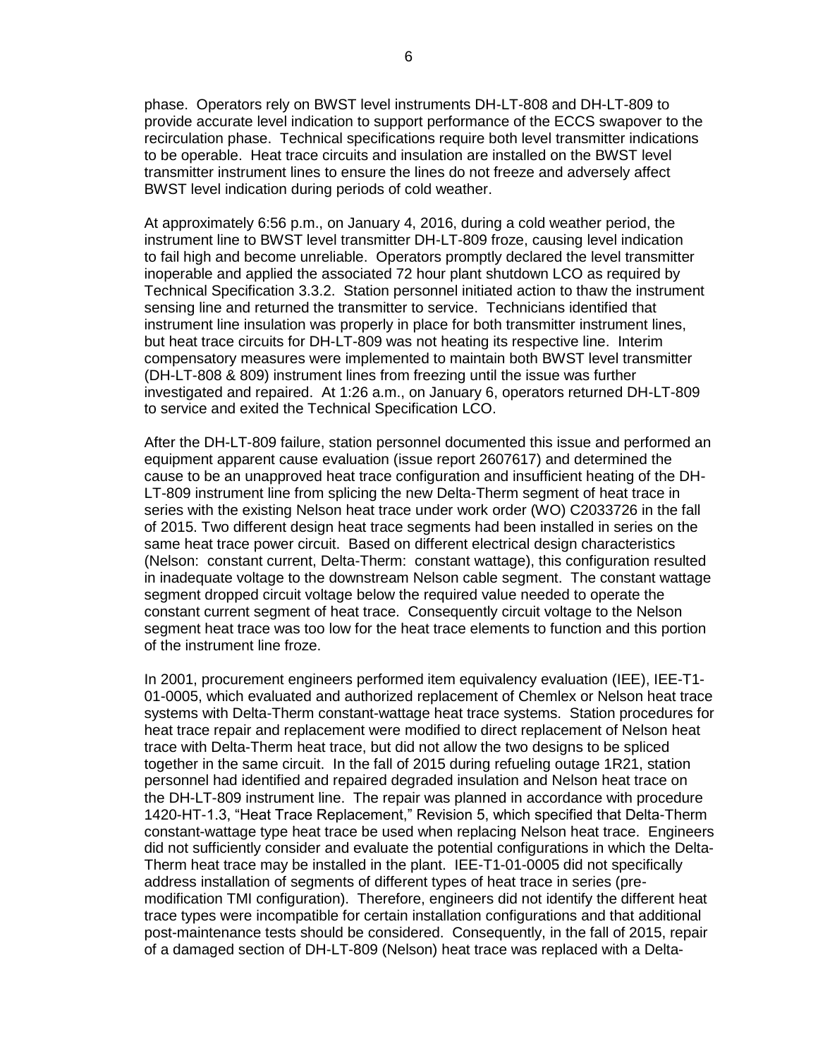phase. Operators rely on BWST level instruments DH-LT-808 and DH-LT-809 to provide accurate level indication to support performance of the ECCS swapover to the recirculation phase. Technical specifications require both level transmitter indications to be operable. Heat trace circuits and insulation are installed on the BWST level transmitter instrument lines to ensure the lines do not freeze and adversely affect BWST level indication during periods of cold weather.

At approximately 6:56 p.m., on January 4, 2016, during a cold weather period, the instrument line to BWST level transmitter DH-LT-809 froze, causing level indication to fail high and become unreliable. Operators promptly declared the level transmitter inoperable and applied the associated 72 hour plant shutdown LCO as required by Technical Specification 3.3.2. Station personnel initiated action to thaw the instrument sensing line and returned the transmitter to service. Technicians identified that instrument line insulation was properly in place for both transmitter instrument lines, but heat trace circuits for DH-LT-809 was not heating its respective line. Interim compensatory measures were implemented to maintain both BWST level transmitter (DH-LT-808 & 809) instrument lines from freezing until the issue was further investigated and repaired. At 1:26 a.m., on January 6, operators returned DH-LT-809 to service and exited the Technical Specification LCO.

After the DH-LT-809 failure, station personnel documented this issue and performed an equipment apparent cause evaluation (issue report 2607617) and determined the cause to be an unapproved heat trace configuration and insufficient heating of the DH-LT-809 instrument line from splicing the new Delta-Therm segment of heat trace in series with the existing Nelson heat trace under work order (WO) C2033726 in the fall of 2015. Two different design heat trace segments had been installed in series on the same heat trace power circuit. Based on different electrical design characteristics (Nelson: constant current, Delta-Therm: constant wattage), this configuration resulted in inadequate voltage to the downstream Nelson cable segment. The constant wattage segment dropped circuit voltage below the required value needed to operate the constant current segment of heat trace. Consequently circuit voltage to the Nelson segment heat trace was too low for the heat trace elements to function and this portion of the instrument line froze.

In 2001, procurement engineers performed item equivalency evaluation (IEE), IEE-T1-01-0005, which evaluated and authorized replacement of Chemlex or Nelson heat trace systems with Delta-Therm constant-wattage heat trace systems. Station procedures for heat trace repair and replacement were modified to direct replacement of Nelson heat trace with Delta-Therm heat trace, but did not allow the two designs to be spliced together in the same circuit. In the fall of 2015 during refueling outage 1R21, station personnel had identified and repaired degraded insulation and Nelson heat trace on the DH-LT-809 instrument line. The repair was planned in accordance with procedure 1420-HT-1.3, "Heat Trace Replacement," Revision 5, which specified that Delta-Therm constant-wattage type heat trace be used when replacing Nelson heat trace. Engineers did not sufficiently consider and evaluate the potential configurations in which the Delta-Therm heat trace may be installed in the plant. IEE-T1-01-0005 did not specifically address installation of segments of different types of heat trace in series (pre-modification TMI configuration). Therefore, engineers did not identify the different heat trace types were incompatible for certain installation configurations and that additional post-maintenance tests should be considered. Consequently, in the fall of 2015, repair of a damaged section of DH-LT-809 (Nelson) heat trace was replaced with a Delta-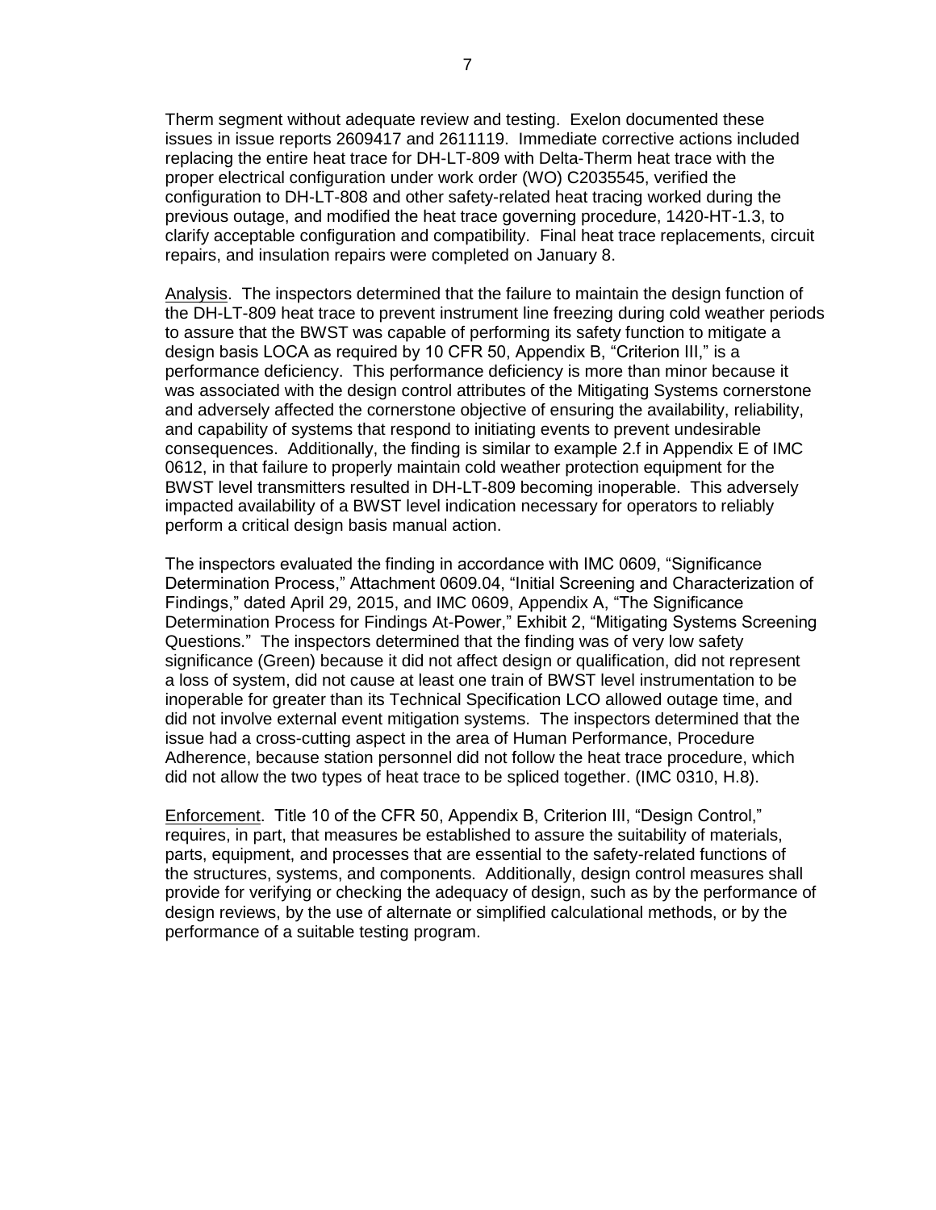Therm segment without adequate review and testing. Exelon documented these issues in issue reports 2609417 and 2611119. Immediate corrective actions included replacing the entire heat trace for DH-LT-809 with Delta-Therm heat trace with the proper electrical configuration under work order (WO) C2035545, verified the configuration to DH-LT-808 and other safety-related heat tracing worked during the previous outage, and modified the heat trace governing procedure, 1420-HT-1.3, to clarify acceptable configuration and compatibility. Final heat trace replacements, circuit repairs, and insulation repairs were completed on January 8.

Analysis. The inspectors determined that the failure to maintain the design function of the DH-LT-809 heat trace to prevent instrument line freezing during cold weather periods to assure that the BWST was capable of performing its safety function to mitigate a design basis LOCA as required by 10 CFR 50, Appendix B, "Criterion III," is a performance deficiency. This performance deficiency is more than minor because it was associated with the design control attributes of the Mitigating Systems cornerstone and adversely affected the cornerstone objective of ensuring the availability, reliability, and capability of systems that respond to initiating events to prevent undesirable consequences. Additionally, the finding is similar to example 2.f in Appendix E of IMC 0612, in that failure to properly maintain cold weather protection equipment for the BWST level transmitters resulted in DH-LT-809 becoming inoperable. This adversely impacted availability of a BWST level indication necessary for operators to reliably perform a critical design basis manual action.

The inspectors evaluated the finding in accordance with IMC 0609, "Significance Determination Process," Attachment 0609.04, "Initial Screening and Characterization of Findings," dated April 29, 2015, and IMC 0609, Appendix A, "The Significance Determination Process for Findings At-Power," Exhibit 2, "Mitigating Systems Screening Questions." The inspectors determined that the finding was of very low safety significance (Green) because it did not affect design or qualification, did not represent a loss of system, did not cause at least one train of BWST level instrumentation to be inoperable for greater than its Technical Specification LCO allowed outage time, and did not involve external event mitigation systems. The inspectors determined that the issue had a cross-cutting aspect in the area of Human Performance, Procedure Adherence, because station personnel did not follow the heat trace procedure, which did not allow the two types of heat trace to be spliced together. (IMC 0310, H.8).

Enforcement. Title 10 of the CFR 50, Appendix B, Criterion III, "Design Control," requires, in part, that measures be established to assure the suitability of materials, parts, equipment, and processes that are essential to the safety-related functions of the structures, systems, and components. Additionally, design control measures shall provide for verifying or checking the adequacy of design, such as by the performance of design reviews, by the use of alternate or simplified calculational methods, or by the performance of a suitable testing program.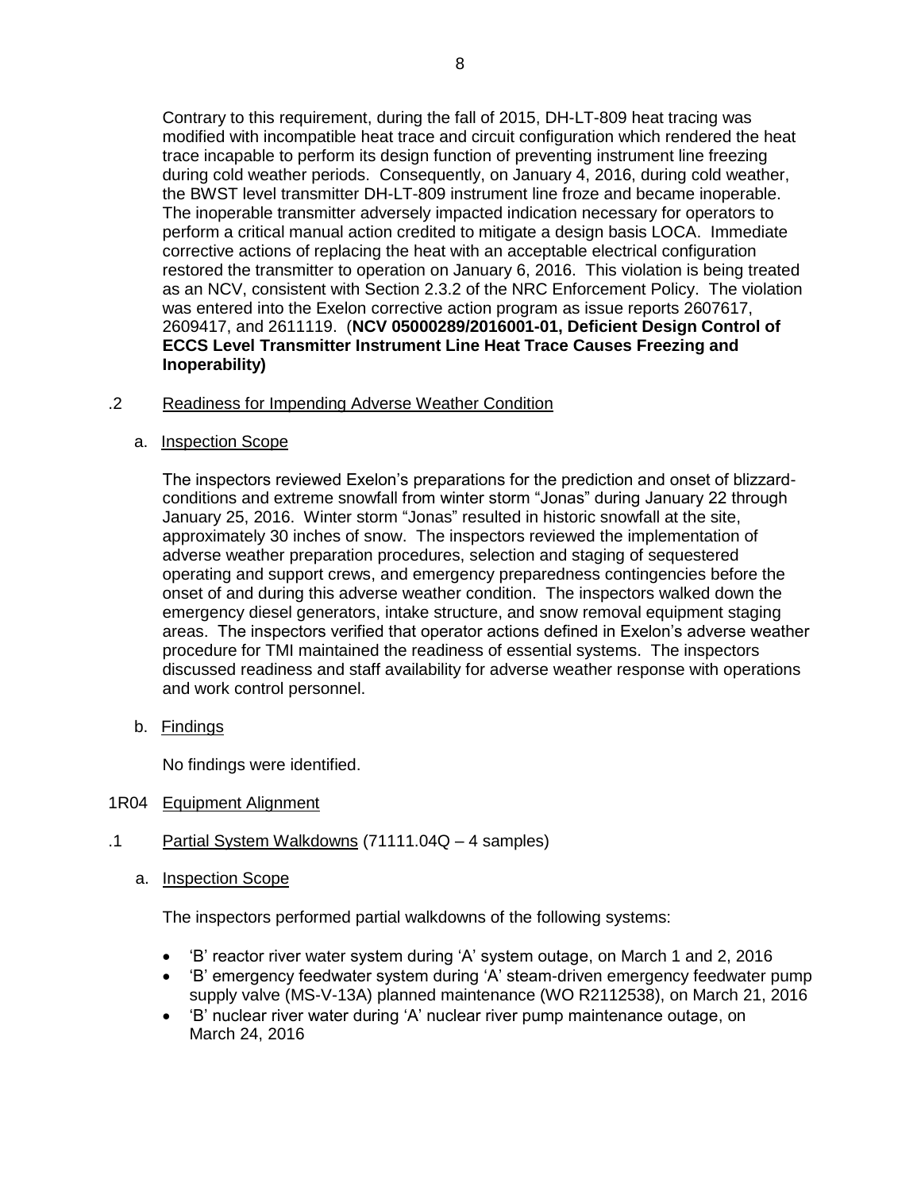Contrary to this requirement, during the fall of 2015, DH-LT-809 heat tracing was modified with incompatible heat trace and circuit configuration which rendered the heat trace incapable to perform its design function of preventing instrument line freezing during cold weather periods. Consequently, on January 4, 2016, during cold weather, the BWST level transmitter DH-LT-809 instrument line froze and became inoperable. The inoperable transmitter adversely impacted indication necessary for operators to perform a critical manual action credited to mitigate a design basis LOCA. Immediate corrective actions of replacing the heat with an acceptable electrical configuration restored the transmitter to operation on January 6, 2016. This violation is being treated as an NCV, consistent with Section 2.3.2 of the NRC Enforcement Policy. The violation was entered into the Exelon corrective action program as issue reports 2607617, 2609417, and 2611119. (**NCV 05000289/2016001-01, Deficient Design Control of ECCS Level Transmitter Instrument Line Heat Trace Causes Freezing and Inoperability)**

.2 Readiness for Impending Adverse Weather Condition

a. Inspection Scope

The inspectors reviewed Exelon's preparations for the prediction and onset of blizzard-conditions and extreme snowfall from winter storm "Jonas" during January 22 through January 25, 2016. Winter storm "Jonas" resulted in historic snowfall at the site, approximately 30 inches of snow. The inspectors reviewed the implementation of adverse weather preparation procedures, selection and staging of sequestered operating and support crews, and emergency preparedness contingencies before the onset of and during this adverse weather condition. The inspectors walked down the emergency diesel generators, intake structure, and snow removal equipment staging areas. The inspectors verified that operator actions defined in Exelon's adverse weather procedure for TMI maintained the readiness of essential systems. The inspectors discussed readiness and staff availability for adverse weather response with operations and work control personnel.

b. Findings

No findings were identified.

1R04 Equipment Alignment

.1 Partial System Walkdowns (71111.04Q – 4 samples)

a. Inspection Scope

The inspectors performed partial walkdowns of the following systems:

- 'B' reactor river water system during 'A' system outage, on March 1 and 2, 2016
- 'B' emergency feedwater system during 'A' steam-driven emergency feedwater pump supply valve (MS-V-13A) planned maintenance (WO R2112538), on March 21, 2016
- 'B' nuclear river water during 'A' nuclear river pump maintenance outage, on March 24, 2016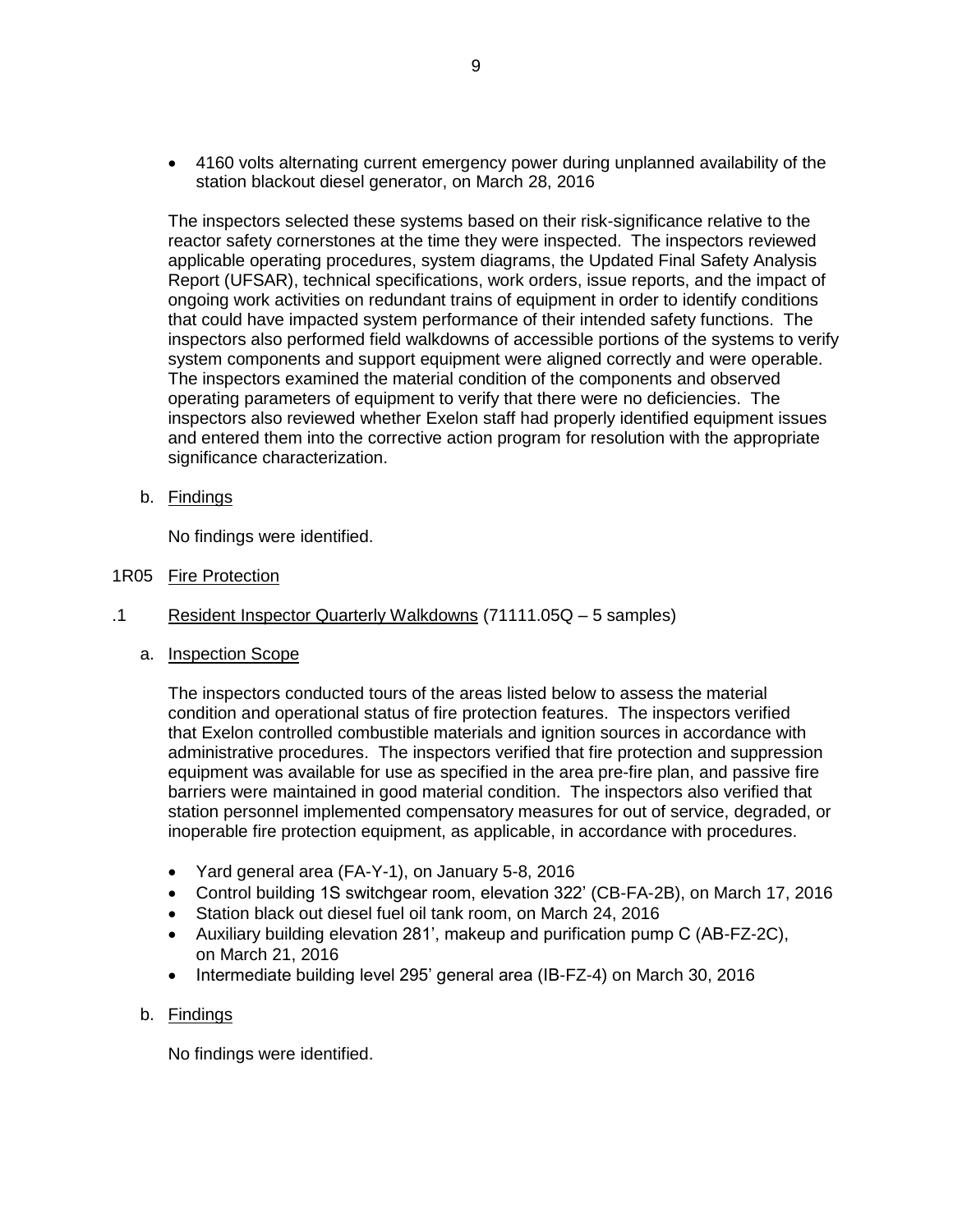- 4160 volts alternating current emergency power during unplanned availability of the station blackout diesel generator, on March 28, 2016

The inspectors selected these systems based on their risk-significance relative to the reactor safety cornerstones at the time they were inspected. The inspectors reviewed applicable operating procedures, system diagrams, the Updated Final Safety Analysis Report (UFSAR), technical specifications, work orders, issue reports, and the impact of ongoing work activities on redundant trains of equipment in order to identify conditions that could have impacted system performance of their intended safety functions. The inspectors also performed field walkdowns of accessible portions of the systems to verify system components and support equipment were aligned correctly and were operable. The inspectors examined the material condition of the components and observed operating parameters of equipment to verify that there were no deficiencies. The inspectors also reviewed whether Exelon staff had properly identified equipment issues and entered them into the corrective action program for resolution with the appropriate significance characterization.

b. Findings

No findings were identified.

## 1R05 Fire Protection

### .1 Resident Inspector Quarterly Walkdowns (71111.05Q – 5 samples)

a. Inspection Scope

The inspectors conducted tours of the areas listed below to assess the material condition and operational status of fire protection features. The inspectors verified that Exelon controlled combustible materials and ignition sources in accordance with administrative procedures. The inspectors verified that fire protection and suppression equipment was available for use as specified in the area pre-fire plan, and passive fire barriers were maintained in good material condition. The inspectors also verified that station personnel implemented compensatory measures for out of service, degraded, or inoperable fire protection equipment, as applicable, in accordance with procedures.

- Yard general area (FA-Y-1), on January 5-8, 2016
- Control building 1S switchgear room, elevation 322' (CB-FA-2B), on March 17, 2016
- Station black out diesel fuel oil tank room, on March 24, 2016
- Auxiliary building elevation 281', makeup and purification pump C (AB-FZ-2C), on March 21, 2016
- Intermediate building level 295' general area (IB-FZ-4) on March 30, 2016

b. Findings

No findings were identified.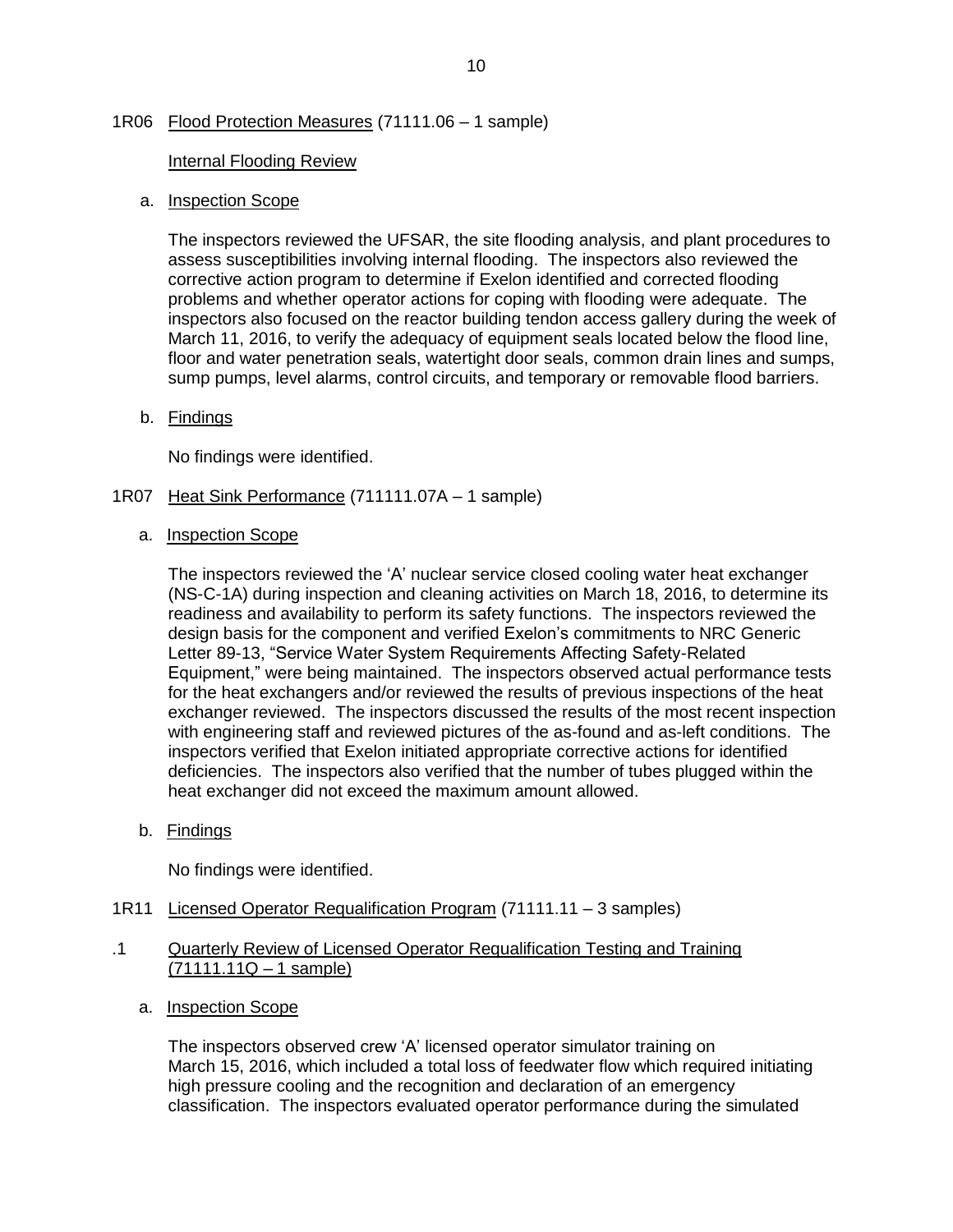## 1R06 Flood Protection Measures (71111.06 – 1 sample)

Internal Flooding Review

a. Inspection Scope

The inspectors reviewed the UFSAR, the site flooding analysis, and plant procedures to assess susceptibilities involving internal flooding. The inspectors also reviewed the corrective action program to determine if Exelon identified and corrected flooding problems and whether operator actions for coping with flooding were adequate. The inspectors also focused on the reactor building tendon access gallery during the week of March 11, 2016, to verify the adequacy of equipment seals located below the flood line, floor and water penetration seals, watertight door seals, common drain lines and sumps, sump pumps, level alarms, control circuits, and temporary or removable flood barriers.

b. Findings

No findings were identified.

## 1R07 Heat Sink Performance (711111.07A – 1 sample)

a. Inspection Scope

The inspectors reviewed the 'A' nuclear service closed cooling water heat exchanger (NS-C-1A) during inspection and cleaning activities on March 18, 2016, to determine its readiness and availability to perform its safety functions. The inspectors reviewed the design basis for the component and verified Exelon's commitments to NRC Generic Letter 89-13, "Service Water System Requirements Affecting Safety-Related Equipment," were being maintained. The inspectors observed actual performance tests for the heat exchangers and/or reviewed the results of previous inspections of the heat exchanger reviewed. The inspectors discussed the results of the most recent inspection with engineering staff and reviewed pictures of the as-found and as-left conditions. The inspectors verified that Exelon initiated appropriate corrective actions for identified deficiencies. The inspectors also verified that the number of tubes plugged within the heat exchanger did not exceed the maximum amount allowed.

b. Findings

No findings were identified.

## 1R11 Licensed Operator Requalification Program (71111.11 – 3 samples)

### .1 Quarterly Review of Licensed Operator Requalification Testing and Training (71111.11Q – 1 sample)

a. Inspection Scope

The inspectors observed crew 'A' licensed operator simulator training on March 15, 2016, which included a total loss of feedwater flow which required initiating high pressure cooling and the recognition and declaration of an emergency classification. The inspectors evaluated operator performance during the simulated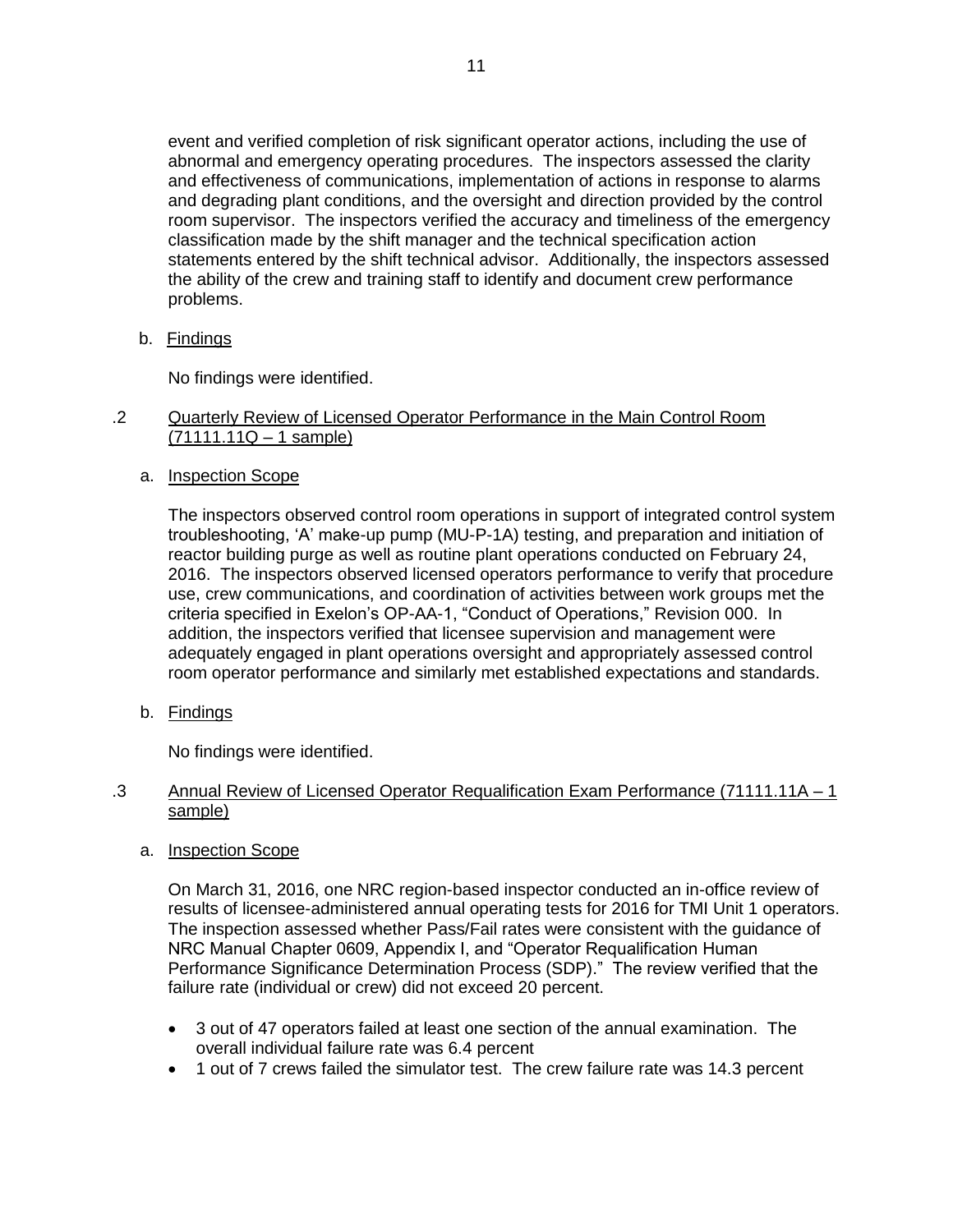event and verified completion of risk significant operator actions, including the use of abnormal and emergency operating procedures. The inspectors assessed the clarity and effectiveness of communications, implementation of actions in response to alarms and degrading plant conditions, and the oversight and direction provided by the control room supervisor. The inspectors verified the accuracy and timeliness of the emergency classification made by the shift manager and the technical specification action statements entered by the shift technical advisor. Additionally, the inspectors assessed the ability of the crew and training staff to identify and document crew performance problems.

b. Findings

No findings were identified.

.2 Quarterly Review of Licensed Operator Performance in the Main Control Room (71111.11Q – 1 sample)

a. Inspection Scope

The inspectors observed control room operations in support of integrated control system troubleshooting, 'A' make-up pump (MU-P-1A) testing, and preparation and initiation of reactor building purge as well as routine plant operations conducted on February 24, 2016. The inspectors observed licensed operators performance to verify that procedure use, crew communications, and coordination of activities between work groups met the criteria specified in Exelon's OP-AA-1, "Conduct of Operations," Revision 000. In addition, the inspectors verified that licensee supervision and management were adequately engaged in plant operations oversight and appropriately assessed control room operator performance and similarly met established expectations and standards.

b. Findings

No findings were identified.

.3 Annual Review of Licensed Operator Requalification Exam Performance (71111.11A – 1 sample)

a. Inspection Scope

On March 31, 2016, one NRC region-based inspector conducted an in-office review of results of licensee-administered annual operating tests for 2016 for TMI Unit 1 operators. The inspection assessed whether Pass/Fail rates were consistent with the guidance of NRC Manual Chapter 0609, Appendix I, and "Operator Requalification Human Performance Significance Determination Process (SDP)." The review verified that the failure rate (individual or crew) did not exceed 20 percent.

- 3 out of 47 operators failed at least one section of the annual examination. The overall individual failure rate was 6.4 percent
- 1 out of 7 crews failed the simulator test. The crew failure rate was 14.3 percent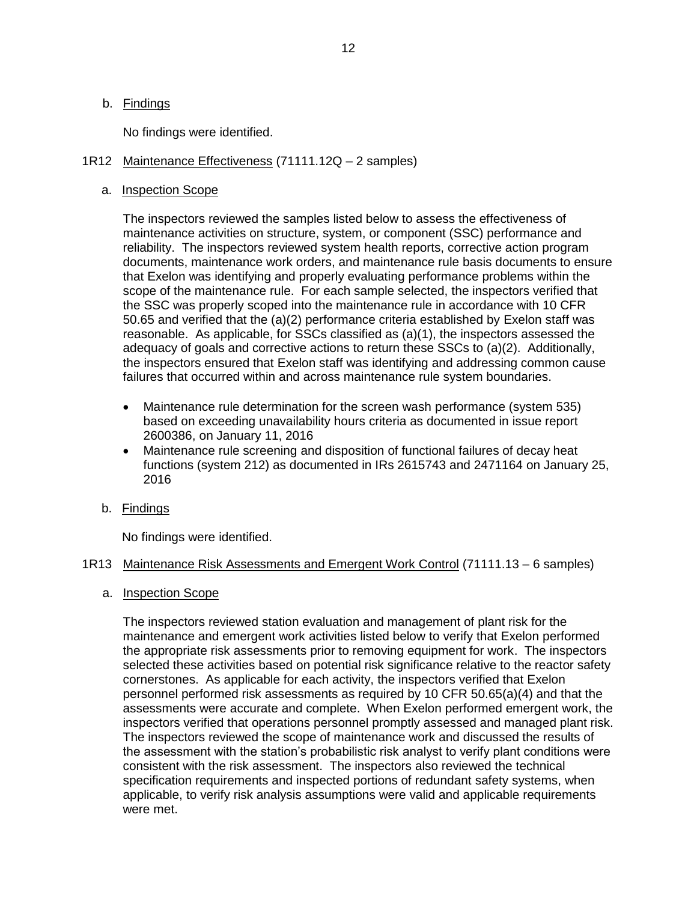b. Findings

No findings were identified.

## 1R12 Maintenance Effectiveness (71111.12Q – 2 samples)

a. Inspection Scope

The inspectors reviewed the samples listed below to assess the effectiveness of maintenance activities on structure, system, or component (SSC) performance and reliability. The inspectors reviewed system health reports, corrective action program documents, maintenance work orders, and maintenance rule basis documents to ensure that Exelon was identifying and properly evaluating performance problems within the scope of the maintenance rule. For each sample selected, the inspectors verified that the SSC was properly scoped into the maintenance rule in accordance with 10 CFR 50.65 and verified that the (a)(2) performance criteria established by Exelon staff was reasonable. As applicable, for SSCs classified as (a)(1), the inspectors assessed the adequacy of goals and corrective actions to return these SSCs to (a)(2). Additionally, the inspectors ensured that Exelon staff was identifying and addressing common cause failures that occurred within and across maintenance rule system boundaries.

- Maintenance rule determination for the screen wash performance (system 535) based on exceeding unavailability hours criteria as documented in issue report 2600386, on January 11, 2016
- Maintenance rule screening and disposition of functional failures of decay heat functions (system 212) as documented in IRs 2615743 and 2471164 on January 25, 2016

b. Findings

No findings were identified.

## 1R13 Maintenance Risk Assessments and Emergent Work Control (71111.13 – 6 samples)

a. Inspection Scope

The inspectors reviewed station evaluation and management of plant risk for the maintenance and emergent work activities listed below to verify that Exelon performed the appropriate risk assessments prior to removing equipment for work. The inspectors selected these activities based on potential risk significance relative to the reactor safety cornerstones. As applicable for each activity, the inspectors verified that Exelon personnel performed risk assessments as required by 10 CFR 50.65(a)(4) and that the assessments were accurate and complete. When Exelon performed emergent work, the inspectors verified that operations personnel promptly assessed and managed plant risk. The inspectors reviewed the scope of maintenance work and discussed the results of the assessment with the station's probabilistic risk analyst to verify plant conditions were consistent with the risk assessment. The inspectors also reviewed the technical specification requirements and inspected portions of redundant safety systems, when applicable, to verify risk analysis assumptions were valid and applicable requirements were met.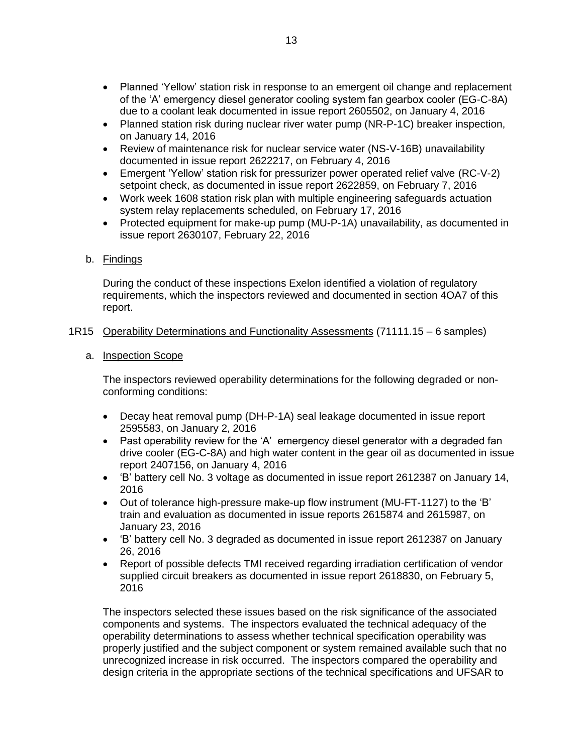- Planned 'Yellow' station risk in response to an emergent oil change and replacement of the 'A' emergency diesel generator cooling system fan gearbox cooler (EG-C-8A) due to a coolant leak documented in issue report 2605502, on January 4, 2016
- Planned station risk during nuclear river water pump (NR-P-1C) breaker inspection, on January 14, 2016
- Review of maintenance risk for nuclear service water (NS-V-16B) unavailability documented in issue report 2622217, on February 4, 2016
- Emergent 'Yellow' station risk for pressurizer power operated relief valve (RC-V-2) setpoint check, as documented in issue report 2622859, on February 7, 2016
- Work week 1608 station risk plan with multiple engineering safeguards actuation system relay replacements scheduled, on February 17, 2016
- Protected equipment for make-up pump (MU-P-1A) unavailability, as documented in issue report 2630107, February 22, 2016

b. <u>Findings</u>

During the conduct of these inspections Exelon identified a violation of regulatory requirements, which the inspectors reviewed and documented in section 4OA7 of this report.

## 1R15 <u>Operability Determinations and Functionality Assessments</u> (71111.15 – 6 samples)

a. <u>Inspection Scope</u>

The inspectors reviewed operability determinations for the following degraded or non-conforming conditions:

- Decay heat removal pump (DH-P-1A) seal leakage documented in issue report 2595583, on January 2, 2016
- Past operability review for the 'A' emergency diesel generator with a degraded fan drive cooler (EG-C-8A) and high water content in the gear oil as documented in issue report 2407156, on January 4, 2016
- 'B' battery cell No. 3 voltage as documented in issue report 2612387 on January 14, 2016
- Out of tolerance high-pressure make-up flow instrument (MU-FT-1127) to the 'B' train and evaluation as documented in issue reports 2615874 and 2615987, on January 23, 2016
- 'B' battery cell No. 3 degraded as documented in issue report 2612387 on January 26, 2016
- Report of possible defects TMI received regarding irradiation certification of vendor supplied circuit breakers as documented in issue report 2618830, on February 5, 2016

The inspectors selected these issues based on the risk significance of the associated components and systems. The inspectors evaluated the technical adequacy of the operability determinations to assess whether technical specification operability was properly justified and the subject component or system remained available such that no unrecognized increase in risk occurred. The inspectors compared the operability and design criteria in the appropriate sections of the technical specifications and UFSAR to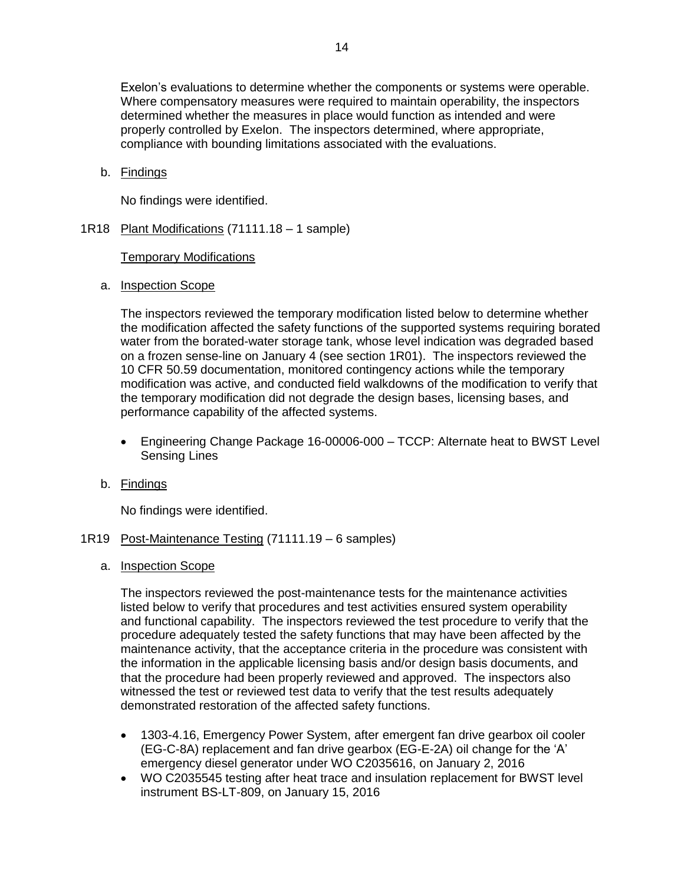Exelon's evaluations to determine whether the components or systems were operable. Where compensatory measures were required to maintain operability, the inspectors determined whether the measures in place would function as intended and were properly controlled by Exelon. The inspectors determined, where appropriate, compliance with bounding limitations associated with the evaluations.

b. Findings

No findings were identified.

1R18 Plant Modifications (71111.18 – 1 sample)

Temporary Modifications

a. Inspection Scope

The inspectors reviewed the temporary modification listed below to determine whether the modification affected the safety functions of the supported systems requiring borated water from the borated-water storage tank, whose level indication was degraded based on a frozen sense-line on January 4 (see section 1R01). The inspectors reviewed the 10 CFR 50.59 documentation, monitored contingency actions while the temporary modification was active, and conducted field walkdowns of the modification to verify that the temporary modification did not degrade the design bases, licensing bases, and performance capability of the affected systems.

- Engineering Change Package 16-00006-000 – TCCP: Alternate heat to BWST Level Sensing Lines

b. Findings

No findings were identified.

1R19 Post-Maintenance Testing (71111.19 – 6 samples)

a. Inspection Scope

The inspectors reviewed the post-maintenance tests for the maintenance activities listed below to verify that procedures and test activities ensured system operability and functional capability. The inspectors reviewed the test procedure to verify that the procedure adequately tested the safety functions that may have been affected by the maintenance activity, that the acceptance criteria in the procedure was consistent with the information in the applicable licensing basis and/or design basis documents, and that the procedure had been properly reviewed and approved. The inspectors also witnessed the test or reviewed test data to verify that the test results adequately demonstrated restoration of the affected safety functions.

- 1303-4.16, Emergency Power System, after emergent fan drive gearbox oil cooler (EG-C-8A) replacement and fan drive gearbox (EG-E-2A) oil change for the 'A' emergency diesel generator under WO C2035616, on January 2, 2016
- WO C2035545 testing after heat trace and insulation replacement for BWST level instrument BS-LT-809, on January 15, 2016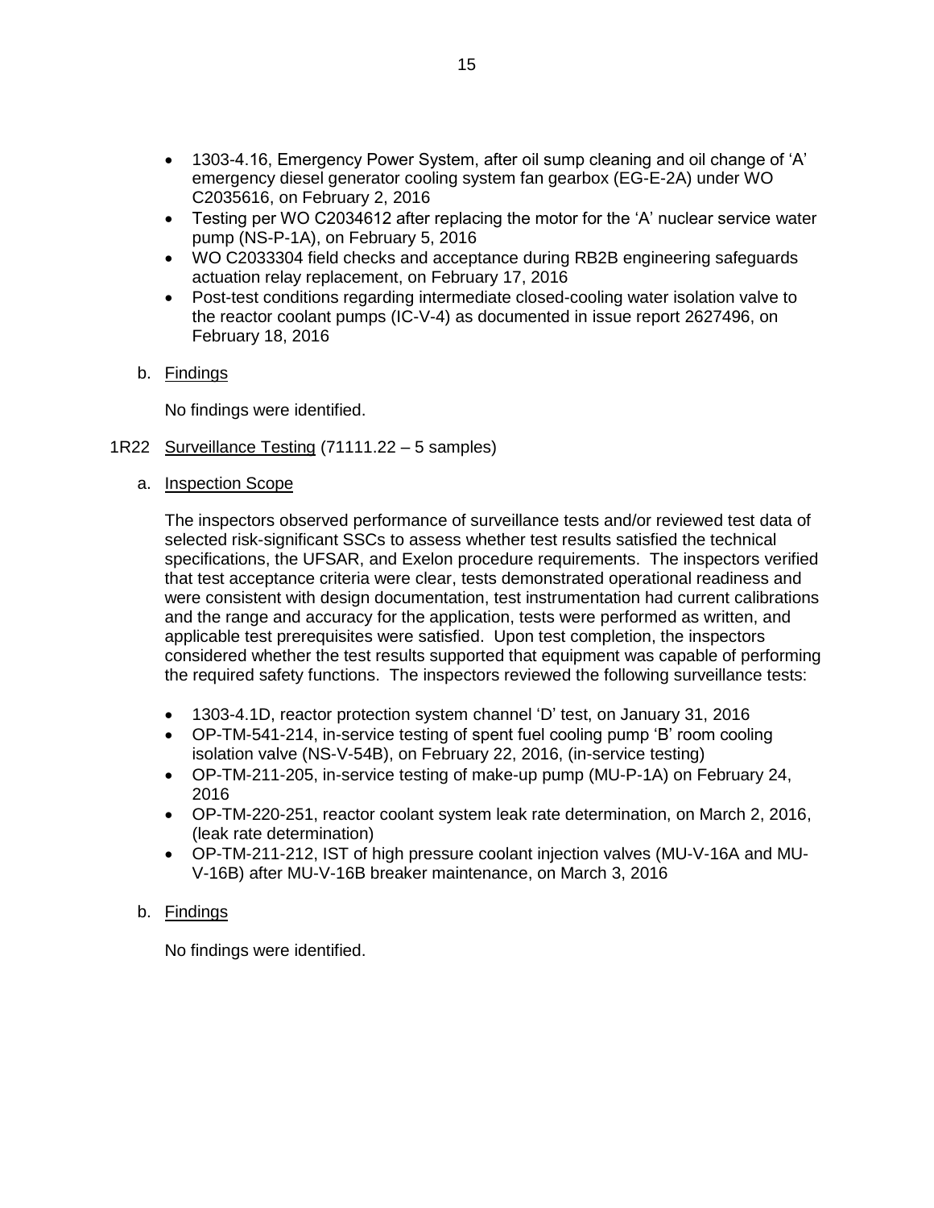- 1303-4.16, Emergency Power System, after oil sump cleaning and oil change of 'A' emergency diesel generator cooling system fan gearbox (EG-E-2A) under WO C2035616, on February 2, 2016
- Testing per WO C2034612 after replacing the motor for the 'A' nuclear service water pump (NS-P-1A), on February 5, 2016
- WO C2033304 field checks and acceptance during RB2B engineering safeguards actuation relay replacement, on February 17, 2016
- Post-test conditions regarding intermediate closed-cooling water isolation valve to the reactor coolant pumps (IC-V-4) as documented in issue report 2627496, on February 18, 2016

b. <u>Findings</u>

No findings were identified.

1R22 <u>Surveillance Testing</u> (71111.22 – 5 samples)

a. <u>Inspection Scope</u>

The inspectors observed performance of surveillance tests and/or reviewed test data of selected risk-significant SSCs to assess whether test results satisfied the technical specifications, the UFSAR, and Exelon procedure requirements. The inspectors verified that test acceptance criteria were clear, tests demonstrated operational readiness and were consistent with design documentation, test instrumentation had current calibrations and the range and accuracy for the application, tests were performed as written, and applicable test prerequisites were satisfied. Upon test completion, the inspectors considered whether the test results supported that equipment was capable of performing the required safety functions. The inspectors reviewed the following surveillance tests:

- 1303-4.1D, reactor protection system channel 'D' test, on January 31, 2016
- OP-TM-541-214, in-service testing of spent fuel cooling pump 'B' room cooling isolation valve (NS-V-54B), on February 22, 2016, (in-service testing)
- OP-TM-211-205, in-service testing of make-up pump (MU-P-1A) on February 24, 2016
- OP-TM-220-251, reactor coolant system leak rate determination, on March 2, 2016, (leak rate determination)
- OP-TM-211-212, IST of high pressure coolant injection valves (MU-V-16A and MU-V-16B) after MU-V-16B breaker maintenance, on March 3, 2016

b. <u>Findings</u>

No findings were identified.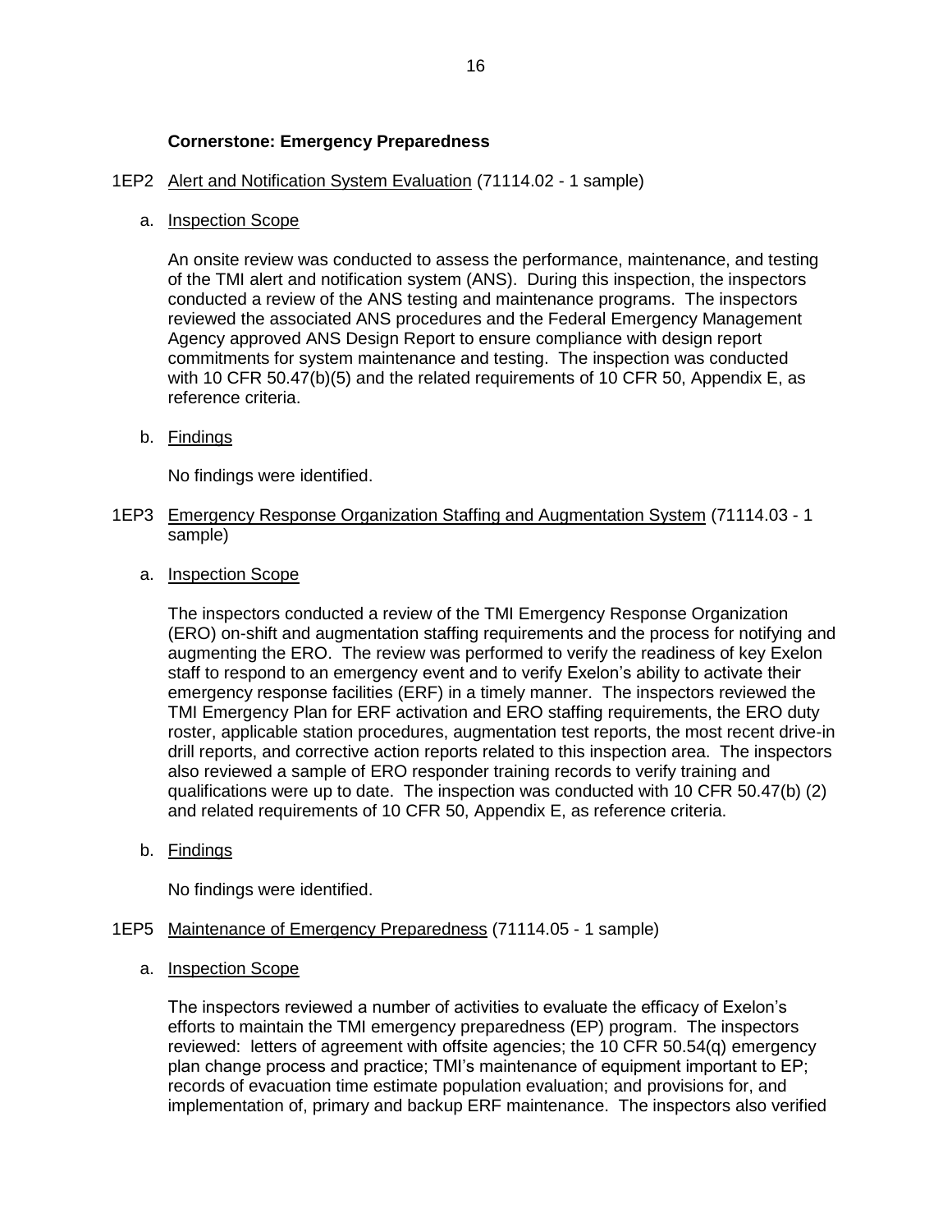**Cornerstone: Emergency Preparedness**

1EP2 Alert and Notification System Evaluation (71114.02 - 1 sample)

a. Inspection Scope

An onsite review was conducted to assess the performance, maintenance, and testing of the TMI alert and notification system (ANS). During this inspection, the inspectors conducted a review of the ANS testing and maintenance programs. The inspectors reviewed the associated ANS procedures and the Federal Emergency Management Agency approved ANS Design Report to ensure compliance with design report commitments for system maintenance and testing. The inspection was conducted with 10 CFR 50.47(b)(5) and the related requirements of 10 CFR 50, Appendix E, as reference criteria.

b. Findings

No findings were identified.

1EP3 Emergency Response Organization Staffing and Augmentation System (71114.03 - 1 sample)

a. Inspection Scope

The inspectors conducted a review of the TMI Emergency Response Organization (ERO) on-shift and augmentation staffing requirements and the process for notifying and augmenting the ERO. The review was performed to verify the readiness of key Exelon staff to respond to an emergency event and to verify Exelon's ability to activate their emergency response facilities (ERF) in a timely manner. The inspectors reviewed the TMI Emergency Plan for ERF activation and ERO staffing requirements, the ERO duty roster, applicable station procedures, augmentation test reports, the most recent drive-in drill reports, and corrective action reports related to this inspection area. The inspectors also reviewed a sample of ERO responder training records to verify training and qualifications were up to date. The inspection was conducted with 10 CFR 50.47(b) (2) and related requirements of 10 CFR 50, Appendix E, as reference criteria.

b. Findings

No findings were identified.

1EP5 Maintenance of Emergency Preparedness (71114.05 - 1 sample)

a. Inspection Scope

The inspectors reviewed a number of activities to evaluate the efficacy of Exelon's efforts to maintain the TMI emergency preparedness (EP) program. The inspectors reviewed: letters of agreement with offsite agencies; the 10 CFR 50.54(q) emergency plan change process and practice; TMI's maintenance of equipment important to EP; records of evacuation time estimate population evaluation; and provisions for, and implementation of, primary and backup ERF maintenance. The inspectors also verified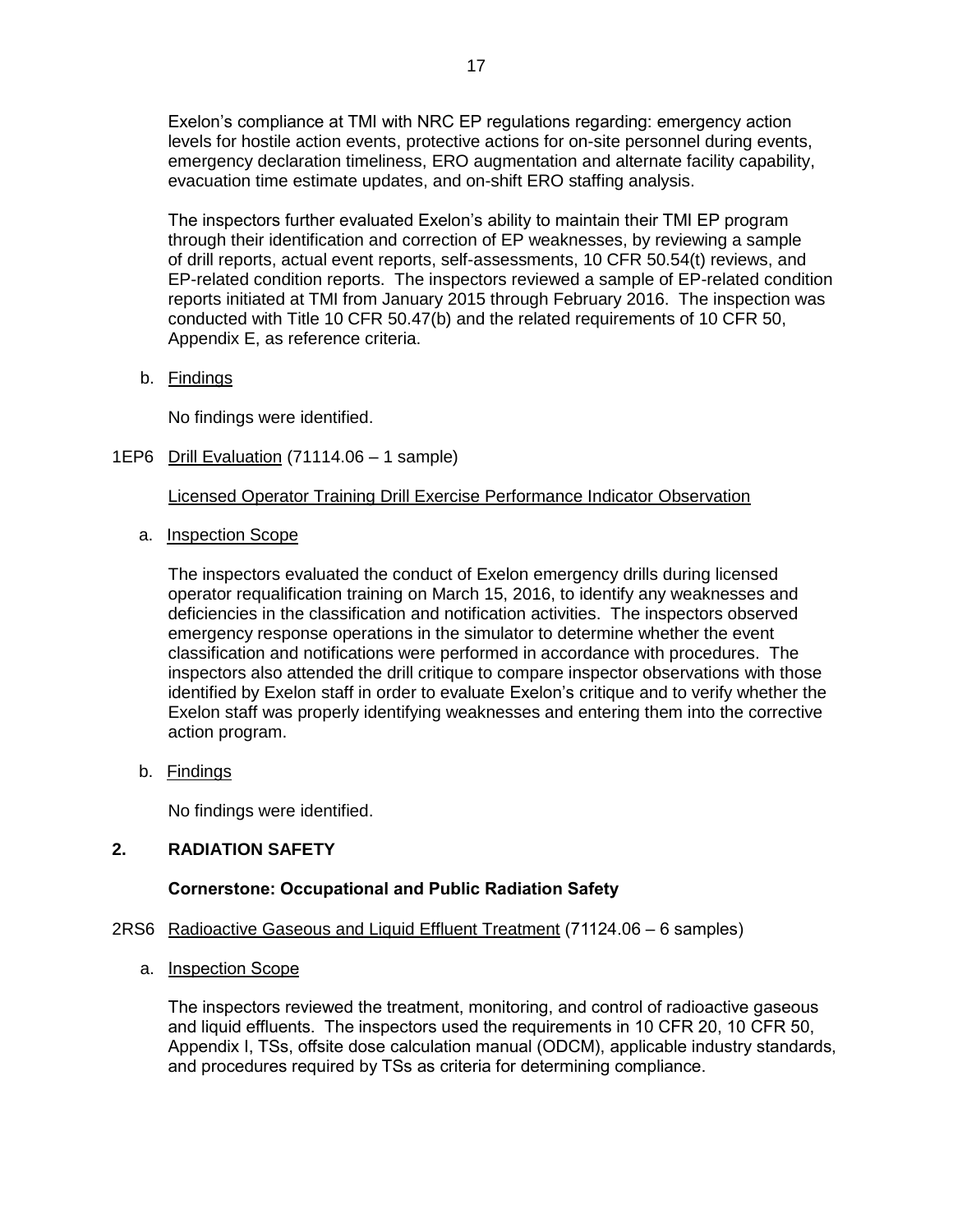Exelon's compliance at TMI with NRC EP regulations regarding: emergency action levels for hostile action events, protective actions for on-site personnel during events, emergency declaration timeliness, ERO augmentation and alternate facility capability, evacuation time estimate updates, and on-shift ERO staffing analysis.

The inspectors further evaluated Exelon's ability to maintain their TMI EP program through their identification and correction of EP weaknesses, by reviewing a sample of drill reports, actual event reports, self-assessments, 10 CFR 50.54(t) reviews, and EP-related condition reports. The inspectors reviewed a sample of EP-related condition reports initiated at TMI from January 2015 through February 2016. The inspection was conducted with Title 10 CFR 50.47(b) and the related requirements of 10 CFR 50, Appendix E, as reference criteria.

b. Findings

No findings were identified.

1EP6 Drill Evaluation (71114.06 – 1 sample)

Licensed Operator Training Drill Exercise Performance Indicator Observation

a. Inspection Scope

The inspectors evaluated the conduct of Exelon emergency drills during licensed operator requalification training on March 15, 2016, to identify any weaknesses and deficiencies in the classification and notification activities. The inspectors observed emergency response operations in the simulator to determine whether the event classification and notifications were performed in accordance with procedures. The inspectors also attended the drill critique to compare inspector observations with those identified by Exelon staff in order to evaluate Exelon's critique and to verify whether the Exelon staff was properly identifying weaknesses and entering them into the corrective action program.

b. Findings

No findings were identified.

## 2. RADIATION SAFETY

### Cornerstone: Occupational and Public Radiation Safety

2RS6 Radioactive Gaseous and Liquid Effluent Treatment (71124.06 – 6 samples)

a. Inspection Scope

The inspectors reviewed the treatment, monitoring, and control of radioactive gaseous and liquid effluents. The inspectors used the requirements in 10 CFR 20, 10 CFR 50, Appendix I, TSs, offsite dose calculation manual (ODCM), applicable industry standards, and procedures required by TSs as criteria for determining compliance.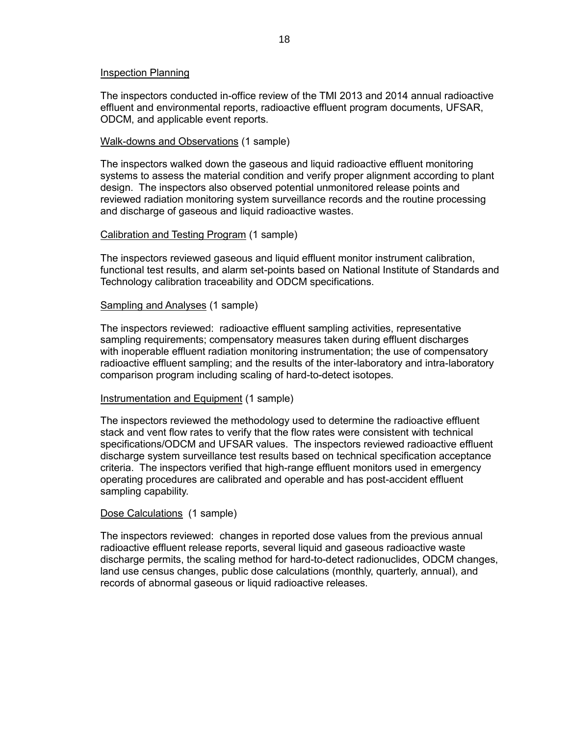Inspection Planning

The inspectors conducted in-office review of the TMI 2013 and 2014 annual radioactive effluent and environmental reports, radioactive effluent program documents, UFSAR, ODCM, and applicable event reports.

Walk-downs and Observations (1 sample)

The inspectors walked down the gaseous and liquid radioactive effluent monitoring systems to assess the material condition and verify proper alignment according to plant design. The inspectors also observed potential unmonitored release points and reviewed radiation monitoring system surveillance records and the routine processing and discharge of gaseous and liquid radioactive wastes.

Calibration and Testing Program (1 sample)

The inspectors reviewed gaseous and liquid effluent monitor instrument calibration, functional test results, and alarm set-points based on National Institute of Standards and Technology calibration traceability and ODCM specifications.

Sampling and Analyses (1 sample)

The inspectors reviewed: radioactive effluent sampling activities, representative sampling requirements; compensatory measures taken during effluent discharges with inoperable effluent radiation monitoring instrumentation; the use of compensatory radioactive effluent sampling; and the results of the inter-laboratory and intra-laboratory comparison program including scaling of hard-to-detect isotopes.

Instrumentation and Equipment (1 sample)

The inspectors reviewed the methodology used to determine the radioactive effluent stack and vent flow rates to verify that the flow rates were consistent with technical specifications/ODCM and UFSAR values. The inspectors reviewed radioactive effluent discharge system surveillance test results based on technical specification acceptance criteria. The inspectors verified that high-range effluent monitors used in emergency operating procedures are calibrated and operable and has post-accident effluent sampling capability.

Dose Calculations (1 sample)

The inspectors reviewed: changes in reported dose values from the previous annual radioactive effluent release reports, several liquid and gaseous radioactive waste discharge permits, the scaling method for hard-to-detect radionuclides, ODCM changes, land use census changes, public dose calculations (monthly, quarterly, annual), and records of abnormal gaseous or liquid radioactive releases.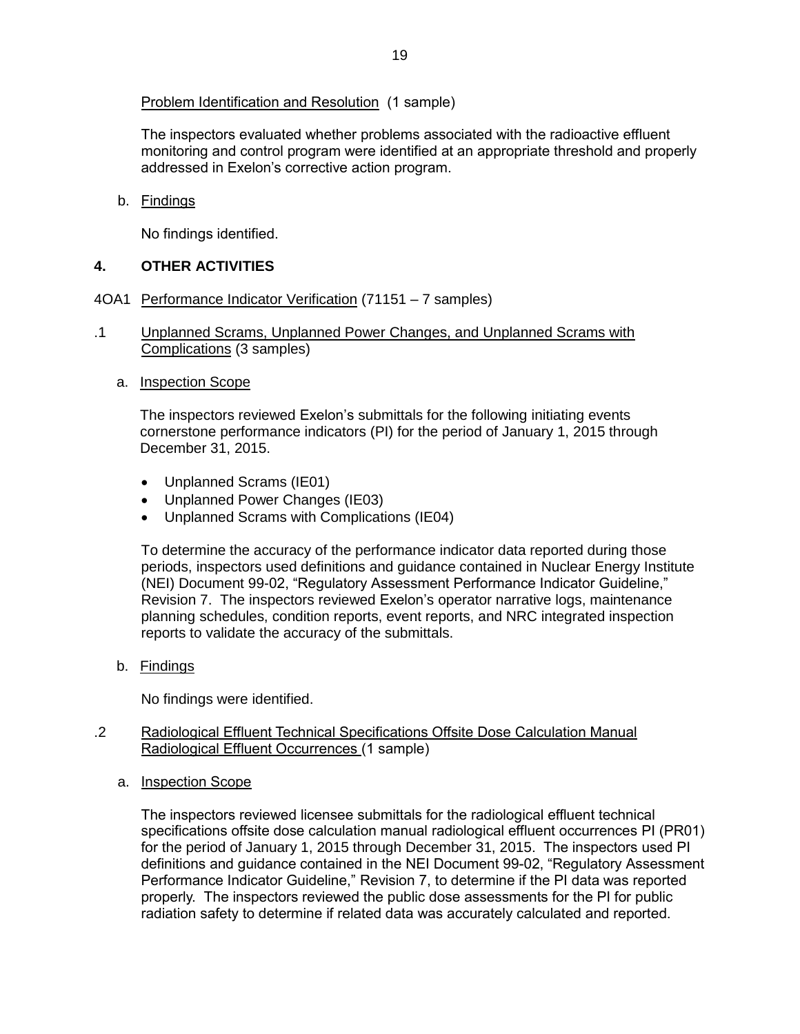Problem Identification and Resolution (1 sample)

The inspectors evaluated whether problems associated with the radioactive effluent monitoring and control program were identified at an appropriate threshold and properly addressed in Exelon's corrective action program.

b. Findings

No findings identified.

## 4. OTHER ACTIVITIES

### 4OA1 Performance Indicator Verification (71151 – 7 samples)

#### .1 Unplanned Scrams, Unplanned Power Changes, and Unplanned Scrams with Complications (3 samples)

a. Inspection Scope

The inspectors reviewed Exelon's submittals for the following initiating events cornerstone performance indicators (PI) for the period of January 1, 2015 through December 31, 2015.

- Unplanned Scrams (IE01)
- Unplanned Power Changes (IE03)
- Unplanned Scrams with Complications (IE04)

To determine the accuracy of the performance indicator data reported during those periods, inspectors used definitions and guidance contained in Nuclear Energy Institute (NEI) Document 99-02, "Regulatory Assessment Performance Indicator Guideline," Revision 7. The inspectors reviewed Exelon's operator narrative logs, maintenance planning schedules, condition reports, event reports, and NRC integrated inspection reports to validate the accuracy of the submittals.

b. Findings

No findings were identified.

#### .2 Radiological Effluent Technical Specifications Offsite Dose Calculation Manual Radiological Effluent Occurrences (1 sample)

a. Inspection Scope

The inspectors reviewed licensee submittals for the radiological effluent technical specifications offsite dose calculation manual radiological effluent occurrences PI (PR01) for the period of January 1, 2015 through December 31, 2015. The inspectors used PI definitions and guidance contained in the NEI Document 99-02, "Regulatory Assessment Performance Indicator Guideline," Revision 7, to determine if the PI data was reported properly. The inspectors reviewed the public dose assessments for the PI for public radiation safety to determine if related data was accurately calculated and reported.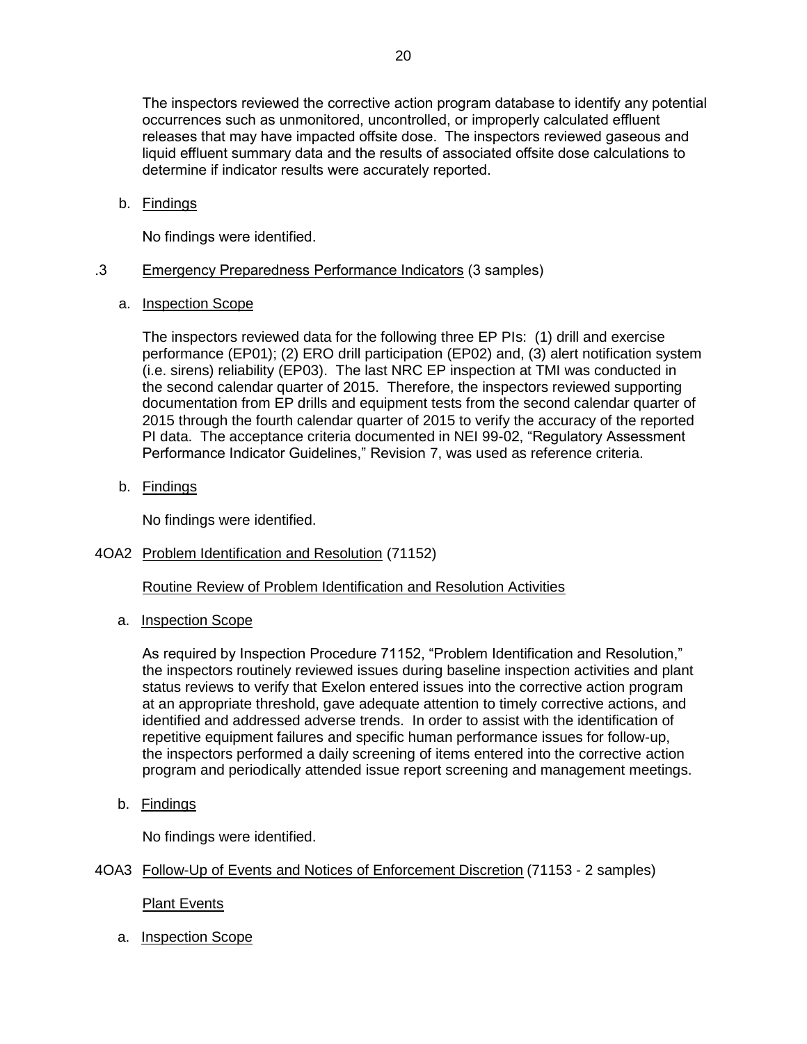The inspectors reviewed the corrective action program database to identify any potential occurrences such as unmonitored, uncontrolled, or improperly calculated effluent releases that may have impacted offsite dose. The inspectors reviewed gaseous and liquid effluent summary data and the results of associated offsite dose calculations to determine if indicator results were accurately reported.

b. Findings

No findings were identified.

.3 Emergency Preparedness Performance Indicators (3 samples)

a. Inspection Scope

The inspectors reviewed data for the following three EP PIs: (1) drill and exercise performance (EP01); (2) ERO drill participation (EP02) and, (3) alert notification system (i.e. sirens) reliability (EP03). The last NRC EP inspection at TMI was conducted in the second calendar quarter of 2015. Therefore, the inspectors reviewed supporting documentation from EP drills and equipment tests from the second calendar quarter of 2015 through the fourth calendar quarter of 2015 to verify the accuracy of the reported PI data. The acceptance criteria documented in NEI 99-02, "Regulatory Assessment Performance Indicator Guidelines," Revision 7, was used as reference criteria.

b. Findings

No findings were identified.

4OA2 Problem Identification and Resolution (71152)

Routine Review of Problem Identification and Resolution Activities

a. Inspection Scope

As required by Inspection Procedure 71152, "Problem Identification and Resolution," the inspectors routinely reviewed issues during baseline inspection activities and plant status reviews to verify that Exelon entered issues into the corrective action program at an appropriate threshold, gave adequate attention to timely corrective actions, and identified and addressed adverse trends. In order to assist with the identification of repetitive equipment failures and specific human performance issues for follow-up, the inspectors performed a daily screening of items entered into the corrective action program and periodically attended issue report screening and management meetings.

b. Findings

No findings were identified.

4OA3 Follow-Up of Events and Notices of Enforcement Discretion (71153 - 2 samples)

Plant Events

a. Inspection Scope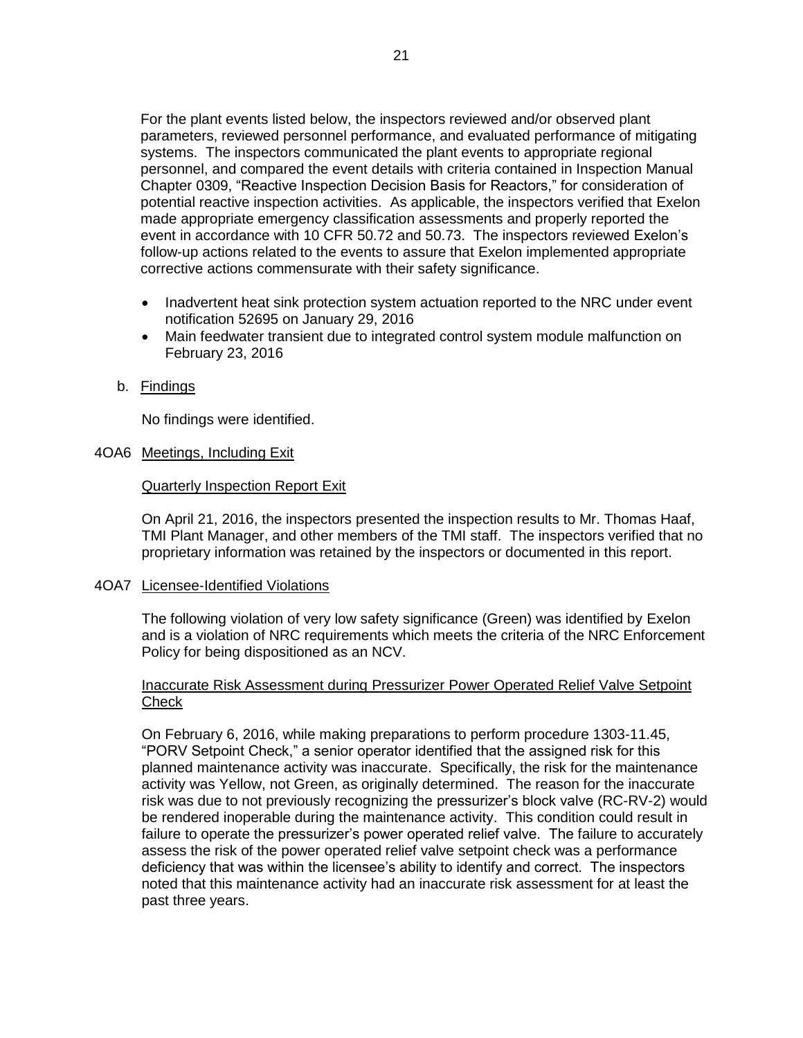For the plant events listed below, the inspectors reviewed and/or observed plant parameters, reviewed personnel performance, and evaluated performance of mitigating systems. The inspectors communicated the plant events to appropriate regional personnel, and compared the event details with criteria contained in Inspection Manual Chapter 0309, "Reactive Inspection Decision Basis for Reactors," for consideration of potential reactive inspection activities. As applicable, the inspectors verified that Exelon made appropriate emergency classification assessments and properly reported the event in accordance with 10 CFR 50.72 and 50.73. The inspectors reviewed Exelon's follow-up actions related to the events to assure that Exelon implemented appropriate corrective actions commensurate with their safety significance.

- Inadvertent heat sink protection system actuation reported to the NRC under event notification 52695 on January 29, 2016
- Main feedwater transient due to integrated control system module malfunction on February 23, 2016

b. Findings

No findings were identified.

## 4OA6 Meetings, Including Exit

### Quarterly Inspection Report Exit

On April 21, 2016, the inspectors presented the inspection results to Mr. Thomas Haaf, TMI Plant Manager, and other members of the TMI staff. The inspectors verified that no proprietary information was retained by the inspectors or documented in this report.

## 4OA7 Licensee-Identified Violations

The following violation of very low safety significance (Green) was identified by Exelon and is a violation of NRC requirements which meets the criteria of the NRC Enforcement Policy for being dispositioned as an NCV.

### Inaccurate Risk Assessment during Pressurizer Power Operated Relief Valve Setpoint Check

On February 6, 2016, while making preparations to perform procedure 1303-11.45, "PORV Setpoint Check," a senior operator identified that the assigned risk for this planned maintenance activity was inaccurate. Specifically, the risk for the maintenance activity was Yellow, not Green, as originally determined. The reason for the inaccurate risk was due to not previously recognizing the pressurizer's block valve (RC-RV-2) would be rendered inoperable during the maintenance activity. This condition could result in failure to operate the pressurizer's power operated relief valve. The failure to accurately assess the risk of the power operated relief valve setpoint check was a performance deficiency that was within the licensee's ability to identify and correct. The inspectors noted that this maintenance activity had an inaccurate risk assessment for at least the past three years.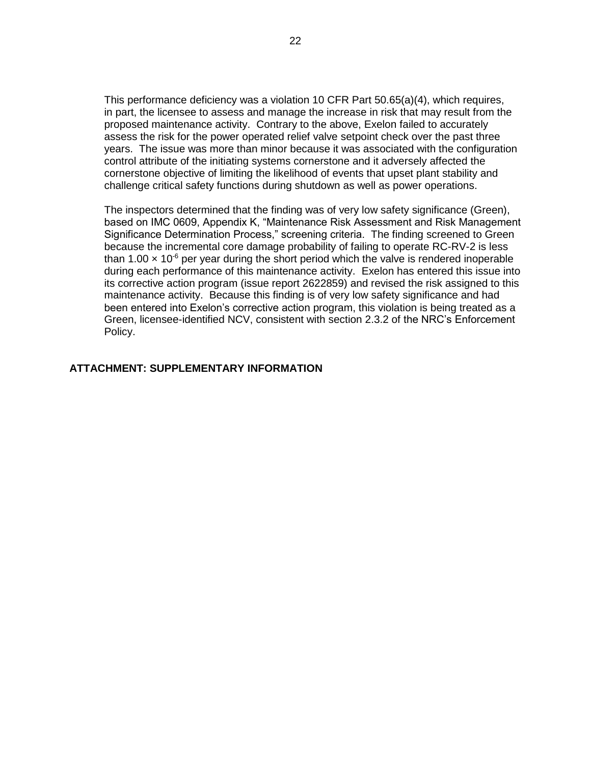This performance deficiency was a violation 10 CFR Part 50.65(a)(4), which requires, in part, the licensee to assess and manage the increase in risk that may result from the proposed maintenance activity. Contrary to the above, Exelon failed to accurately assess the risk for the power operated relief valve setpoint check over the past three years. The issue was more than minor because it was associated with the configuration control attribute of the initiating systems cornerstone and it adversely affected the cornerstone objective of limiting the likelihood of events that upset plant stability and challenge critical safety functions during shutdown as well as power operations.

The inspectors determined that the finding was of very low safety significance (Green), based on IMC 0609, Appendix K, "Maintenance Risk Assessment and Risk Management Significance Determination Process," screening criteria. The finding screened to Green because the incremental core damage probability of failing to operate RC-RV-2 is less than $1.00 \times 10^{-6}$ per year during the short period which the valve is rendered inoperable during each performance of this maintenance activity. Exelon has entered this issue into its corrective action program (issue report 2622859) and revised the risk assigned to this maintenance activity. Because this finding is of very low safety significance and had been entered into Exelon's corrective action program, this violation is being treated as a Green, licensee-identified NCV, consistent with section 2.3.2 of the NRC's Enforcement Policy.

**ATTACHMENT: SUPPLEMENTARY INFORMATION**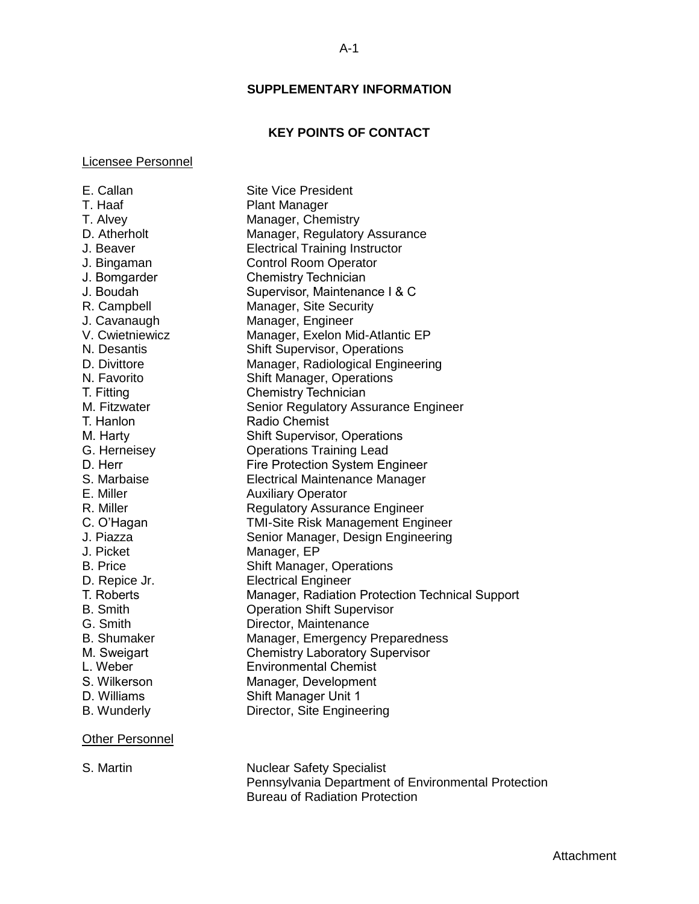## SUPPLEMENTARY INFORMATION

## KEY POINTS OF CONTACT

Licensee Personnel

| | |
|---|---|
| E. Callan | Site Vice President |
| T. Haaf | Plant Manager |
| T. Alvey | Manager, Chemistry |
| D. Atherholt | Manager, Regulatory Assurance |
| J. Beaver | Electrical Training Instructor |
| J. Bingaman | Control Room Operator |
| J. Bomgarder | Chemistry Technician |
| J. Boudah | Supervisor, Maintenance I & C |
| R. Campbell | Manager, Site Security |
| J. Cavanaugh | Manager, Engineer |
| V. Cwietniewicz | Manager, Exelon Mid-Atlantic EP |
| N. Desantis | Shift Supervisor, Operations |
| D. Divittore | Manager, Radiological Engineering |
| N. Favorito | Shift Manager, Operations |
| T. Fitting | Chemistry Technician |
| M. Fitzwater | Senior Regulatory Assurance Engineer |
| T. Hanlon | Radio Chemist |
| M. Harty | Shift Supervisor, Operations |
| G. Herneisey | Operations Training Lead |
| D. Herr | Fire Protection System Engineer |
| S. Marbaise | Electrical Maintenance Manager |
| E. Miller | Auxiliary Operator |
| R. Miller | Regulatory Assurance Engineer |
| C. O'Hagan | TMI-Site Risk Management Engineer |
| J. Piazza | Senior Manager, Design Engineering |
| J. Picket | Manager, EP |
| B. Price | Shift Manager, Operations |
| D. Repice Jr. | Electrical Engineer |
| T. Roberts | Manager, Radiation Protection Technical Support |
| B. Smith | Operation Shift Supervisor |
| G. Smith | Director, Maintenance |
| B. Shumaker | Manager, Emergency Preparedness |
| M. Sweigart | Chemistry Laboratory Supervisor |
| L. Weber | Environmental Chemist |
| S. Wilkerson | Manager, Development |
| D. Williams | Shift Manager Unit 1 |
| B. Wunderly | Director, Site Engineering |

Other Personnel

| | |
|---|---|
| S. Martin | Nuclear Safety Specialist<br>Pennsylvania Department of Environmental Protection<br>Bureau of Radiation Protection |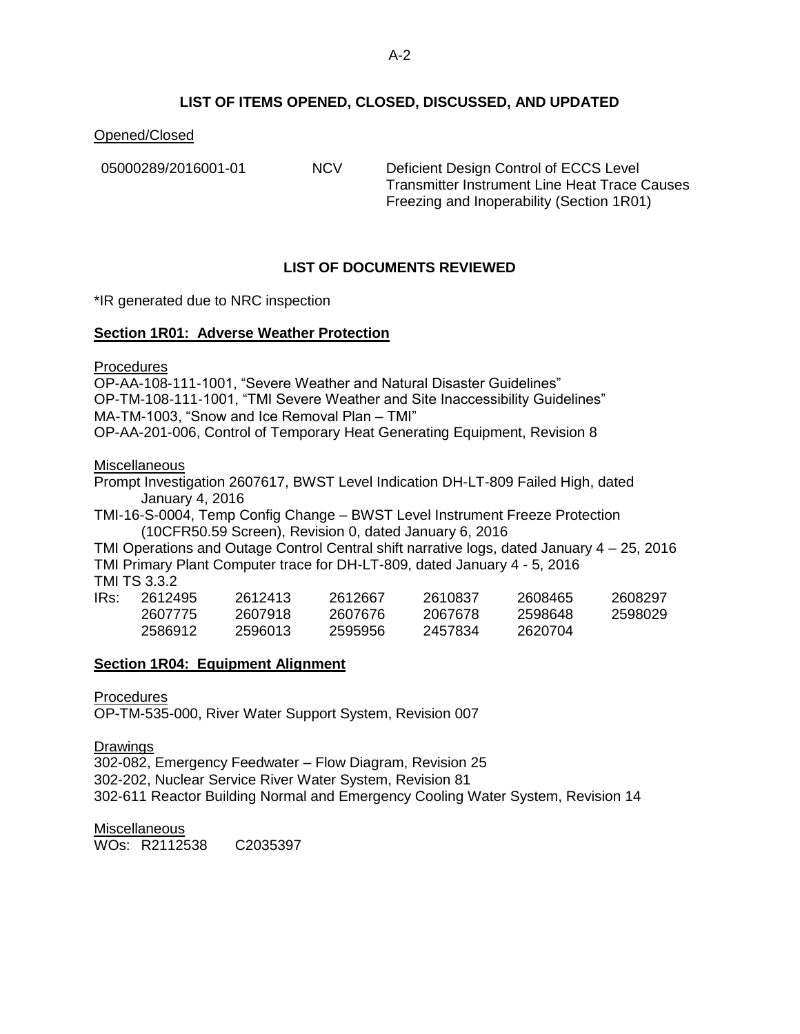## LIST OF ITEMS OPENED, CLOSED, DISCUSSED, AND UPDATED

Opened/Closed

| | | |
|---|---|---|
| 05000289/2016001-01 | NCV | Deficient Design Control of ECCS Level Transmitter Instrument Line Heat Trace Causes Freezing and Inoperability (Section 1R01) |

## LIST OF DOCUMENTS REVIEWED

*IR generated due to NRC inspection

### Section 1R01: Adverse Weather Protection

Procedures

OP-AA-108-111-1001, "Severe Weather and Natural Disaster Guidelines"
OP-TM-108-111-1001, "TMI Severe Weather and Site Inaccessibility Guidelines"
MA-TM-1003, "Snow and Ice Removal Plan – TMI"
OP-AA-201-006, Control of Temporary Heat Generating Equipment, Revision 8

Miscellaneous

Prompt Investigation 2607617, BWST Level Indication DH-LT-809 Failed High, dated January 4, 2016
TMI-16-S-0004, Temp Config Change – BWST Level Instrument Freeze Protection (10CFR50.59 Screen), Revision 0, dated January 6, 2016
TMI Operations and Outage Control Central shift narrative logs, dated January 4 – 25, 2016
TMI Primary Plant Computer trace for DH-LT-809, dated January 4 - 5, 2016
TMI TS 3.3.2

| IRs: | | | | | |
|---|---|---|---|---|---|
| 2612495 | 2612413 | 2612667 | 2610837 | 2608465 | 2608297 |
| 2607775 | 2607918 | 2607676 | 2067678 | 2598648 | 2598029 |
| 2586912 | 2596013 | 2595956 | 2457834 | 2620704 | |

### Section 1R04: Equipment Alignment

Procedures

OP-TM-535-000, River Water Support System, Revision 007

Drawings

302-082, Emergency Feedwater – Flow Diagram, Revision 25
302-202, Nuclear Service River Water System, Revision 81
302-611 Reactor Building Normal and Emergency Cooling Water System, Revision 14

Miscellaneous

WOs: R2112538 C2035397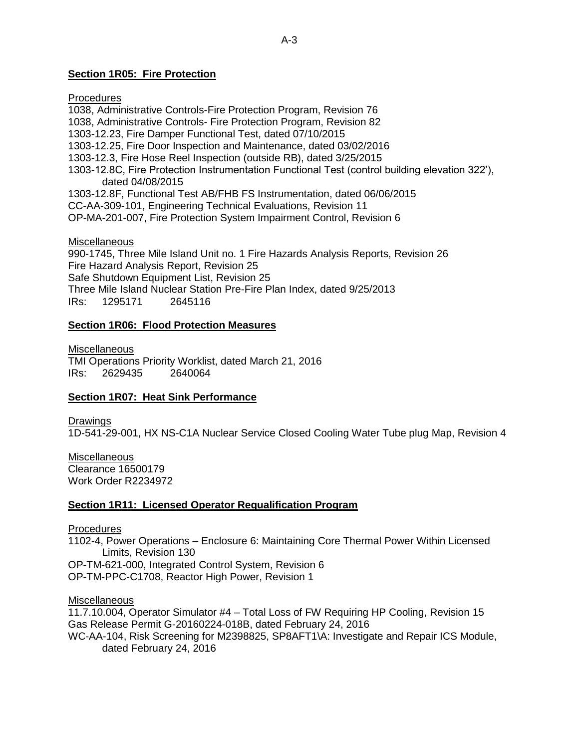## Section 1R05: Fire Protection

Procedures

1038, Administrative Controls-Fire Protection Program, Revision 76
1038, Administrative Controls- Fire Protection Program, Revision 82
1303-12.23, Fire Damper Functional Test, dated 07/10/2015
1303-12.25, Fire Door Inspection and Maintenance, dated 03/02/2016
1303-12.3, Fire Hose Reel Inspection (outside RB), dated 3/25/2015
1303-12.8C, Fire Protection Instrumentation Functional Test (control building elevation 322'), dated 04/08/2015
1303-12.8F, Functional Test AB/FHB FS Instrumentation, dated 06/06/2015
CC-AA-309-101, Engineering Technical Evaluations, Revision 11
OP-MA-201-007, Fire Protection System Impairment Control, Revision 6

Miscellaneous

990-1745, Three Mile Island Unit no. 1 Fire Hazards Analysis Reports, Revision 26
Fire Hazard Analysis Report, Revision 25
Safe Shutdown Equipment List, Revision 25
Three Mile Island Nuclear Station Pre-Fire Plan Index, dated 9/25/2013
IRs: 1295171 2645116

## Section 1R06: Flood Protection Measures

Miscellaneous

TMI Operations Priority Worklist, dated March 21, 2016
IRs: 2629435 2640064

## Section 1R07: Heat Sink Performance

Drawings

1D-541-29-001, HX NS-C1A Nuclear Service Closed Cooling Water Tube plug Map, Revision 4

Miscellaneous

Clearance 16500179
Work Order R2234972

## Section 1R11: Licensed Operator Requalification Program

Procedures

1102-4, Power Operations – Enclosure 6: Maintaining Core Thermal Power Within Licensed Limits, Revision 130
OP-TM-621-000, Integrated Control System, Revision 6
OP-TM-PPC-C1708, Reactor High Power, Revision 1

Miscellaneous

11.7.10.004, Operator Simulator #4 – Total Loss of FW Requiring HP Cooling, Revision 15
Gas Release Permit G-20160224-018B, dated February 24, 2016
WC-AA-104, Risk Screening for M2398825, SP8AFT1\A: Investigate and Repair ICS Module, dated February 24, 2016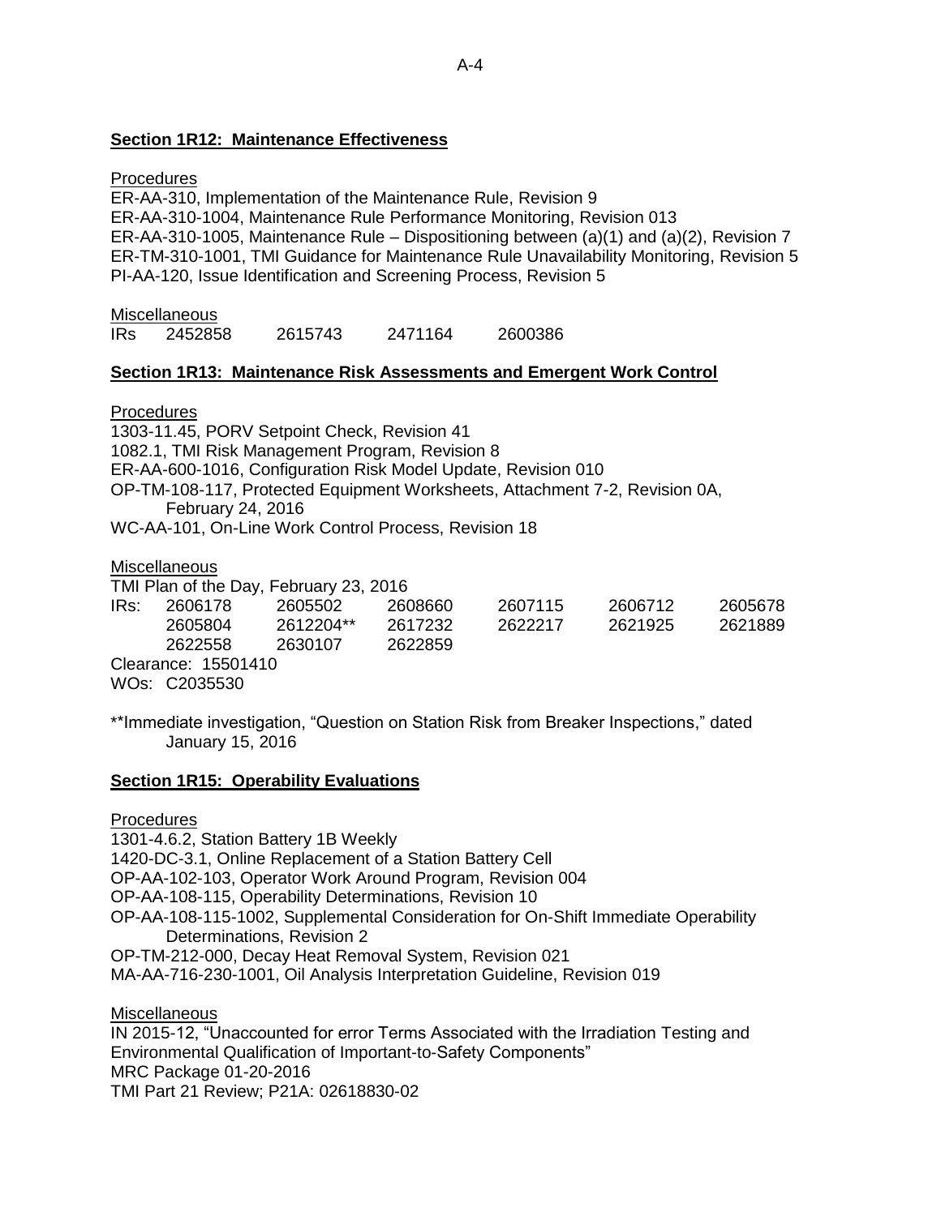## Section 1R12: Maintenance Effectiveness

Procedures

ER-AA-310, Implementation of the Maintenance Rule, Revision 9
ER-AA-310-1004, Maintenance Rule Performance Monitoring, Revision 013
ER-AA-310-1005, Maintenance Rule – Dispositioning between (a)(1) and (a)(2), Revision 7
ER-TM-310-1001, TMI Guidance for Maintenance Rule Unavailability Monitoring, Revision 5
PI-AA-120, Issue Identification and Screening Process, Revision 5

Miscellaneous

IRs 2452858 2615743 2471164 2600386

## Section 1R13: Maintenance Risk Assessments and Emergent Work Control

Procedures

1303-11.45, PORV Setpoint Check, Revision 41
1082.1, TMI Risk Management Program, Revision 8
ER-AA-600-1016, Configuration Risk Model Update, Revision 010
OP-TM-108-117, Protected Equipment Worksheets, Attachment 7-2, Revision 0A, February 24, 2016
WC-AA-101, On-Line Work Control Process, Revision 18

Miscellaneous

TMI Plan of the Day, February 23, 2016

| IRs: | 2606178 | 2605502 | 2608660 | 2607115 | 2606712 | 2605678 |
|---|---|---|---|---|---|---|
| | 2605804 | 2612204** | 2617232 | 2622217 | 2621925 | 2621889 |
| | 2622558 | 2630107 | 2622859 | | | |

Clearance: 15501410
WOs: C2035530

**Immediate investigation, "Question on Station Risk from Breaker Inspections," dated January 15, 2016

## Section 1R15: Operability Evaluations

Procedures

1301-4.6.2, Station Battery 1B Weekly
1420-DC-3.1, Online Replacement of a Station Battery Cell
OP-AA-102-103, Operator Work Around Program, Revision 004
OP-AA-108-115, Operability Determinations, Revision 10
OP-AA-108-115-1002, Supplemental Consideration for On-Shift Immediate Operability Determinations, Revision 2
OP-TM-212-000, Decay Heat Removal System, Revision 021
MA-AA-716-230-1001, Oil Analysis Interpretation Guideline, Revision 019

Miscellaneous

IN 2015-12, "Unaccounted for error Terms Associated with the Irradiation Testing and Environmental Qualification of Important-to-Safety Components"
MRC Package 01-20-2016
TMI Part 21 Review; P21A: 02618830-02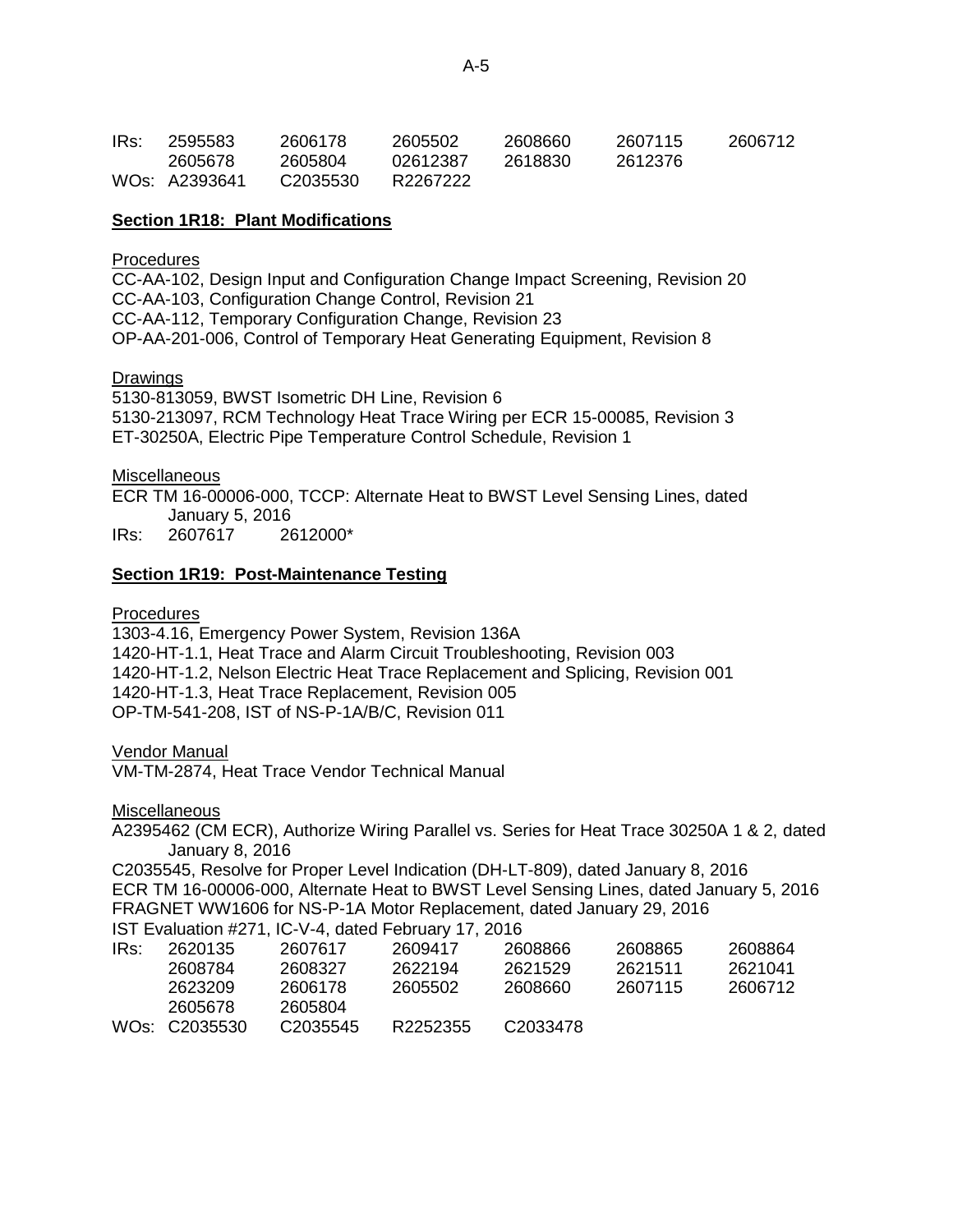IRs: 2595583 2606178 2605502 2608660 2607115 2606712
2605678 2605804 02612387 2618830 2612376
WOs: A2393641 C2035530 R2267222

**Section 1R18: Plant Modifications**

Procedures
CC-AA-102, Design Input and Configuration Change Impact Screening, Revision 20
CC-AA-103, Configuration Change Control, Revision 21
CC-AA-112, Temporary Configuration Change, Revision 23
OP-AA-201-006, Control of Temporary Heat Generating Equipment, Revision 8

Drawings
5130-813059, BWST Isometric DH Line, Revision 6
5130-213097, RCM Technology Heat Trace Wiring per ECR 15-00085, Revision 3
ET-30250A, Electric Pipe Temperature Control Schedule, Revision 1

Miscellaneous
ECR TM 16-00006-000, TCCP: Alternate Heat to BWST Level Sensing Lines, dated January 5, 2016
IRs: 2607617 2612000*

**Section 1R19: Post-Maintenance Testing**

Procedures
1303-4.16, Emergency Power System, Revision 136A
1420-HT-1.1, Heat Trace and Alarm Circuit Troubleshooting, Revision 003
1420-HT-1.2, Nelson Electric Heat Trace Replacement and Splicing, Revision 001
1420-HT-1.3, Heat Trace Replacement, Revision 005
OP-TM-541-208, IST of NS-P-1A/B/C, Revision 011

Vendor Manual
VM-TM-2874, Heat Trace Vendor Technical Manual

Miscellaneous
A2395462 (CM ECR), Authorize Wiring Parallel vs. Series for Heat Trace 30250A 1 & 2, dated January 8, 2016
C2035545, Resolve for Proper Level Indication (DH-LT-809), dated January 8, 2016
ECR TM 16-00006-000, Alternate Heat to BWST Level Sensing Lines, dated January 5, 2016
FRAGNET WW1606 for NS-P-1A Motor Replacement, dated January 29, 2016
IST Evaluation #271, IC-V-4, dated February 17, 2016
IRs: 2620135 2607617 2609417 2608866 2608865 2608864
2608784 2608327 2622194 2621529 2621511 2621041
2623209 2606178 2605502 2608660 2607115 2606712
2605678 2605804
WOs: C2035530 C2035545 R2252355 C2033478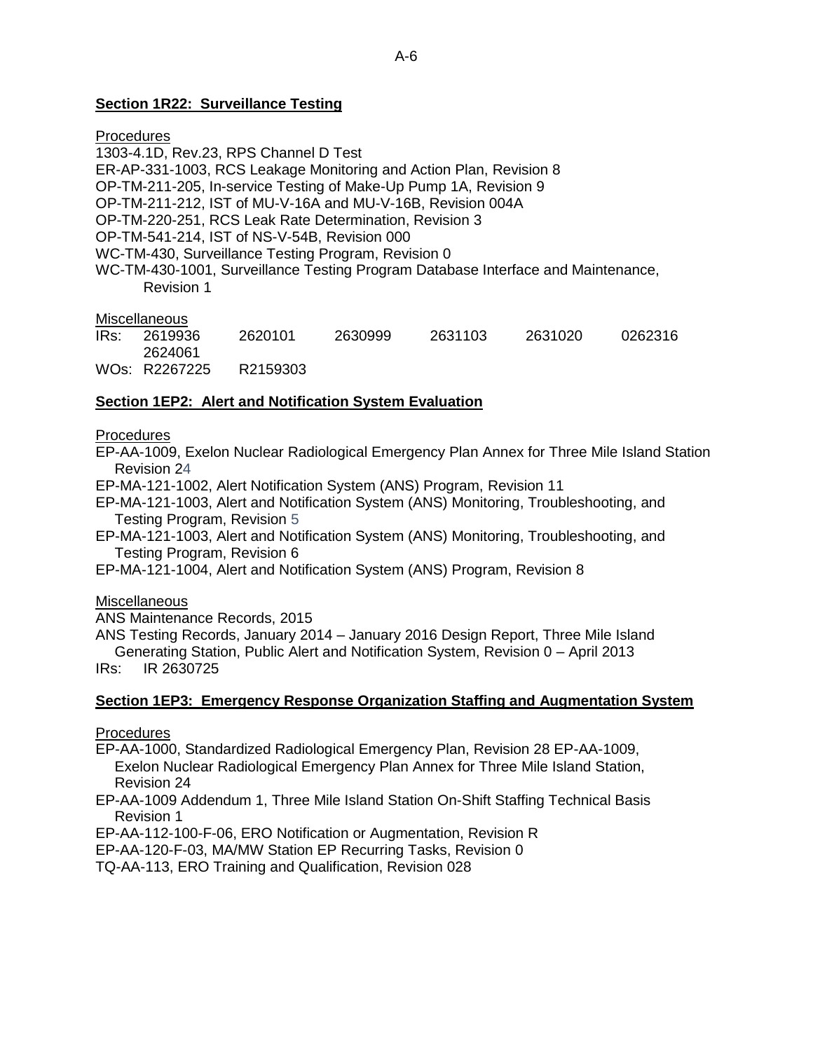**Section 1R22: Surveillance Testing**

Procedures

1303-4.1D, Rev.23, RPS Channel D Test
ER-AP-331-1003, RCS Leakage Monitoring and Action Plan, Revision 8
OP-TM-211-205, In-service Testing of Make-Up Pump 1A, Revision 9
OP-TM-211-212, IST of MU-V-16A and MU-V-16B, Revision 004A
OP-TM-220-251, RCS Leak Rate Determination, Revision 3
OP-TM-541-214, IST of NS-V-54B, Revision 000
WC-TM-430, Surveillance Testing Program, Revision 0
WC-TM-430-1001, Surveillance Testing Program Database Interface and Maintenance, Revision 1

Miscellaneous

IRs: 2619936 2620101 2630999 2631103 2631020 0262316 2624061
WOs: R2267225 R2159303

**Section 1EP2: Alert and Notification System Evaluation**

Procedures

EP-AA-1009, Exelon Nuclear Radiological Emergency Plan Annex for Three Mile Island Station Revision 24
EP-MA-121-1002, Alert Notification System (ANS) Program, Revision 11
EP-MA-121-1003, Alert and Notification System (ANS) Monitoring, Troubleshooting, and Testing Program, Revision 5
EP-MA-121-1003, Alert and Notification System (ANS) Monitoring, Troubleshooting, and Testing Program, Revision 6
EP-MA-121-1004, Alert and Notification System (ANS) Program, Revision 8

Miscellaneous

ANS Maintenance Records, 2015
ANS Testing Records, January 2014 – January 2016 Design Report, Three Mile Island Generating Station, Public Alert and Notification System, Revision 0 – April 2013
IRs: IR 2630725

**Section 1EP3: Emergency Response Organization Staffing and Augmentation System**

Procedures

EP-AA-1000, Standardized Radiological Emergency Plan, Revision 28 EP-AA-1009, Exelon Nuclear Radiological Emergency Plan Annex for Three Mile Island Station, Revision 24
EP-AA-1009 Addendum 1, Three Mile Island Station On-Shift Staffing Technical Basis Revision 1
EP-AA-112-100-F-06, ERO Notification or Augmentation, Revision R
EP-AA-120-F-03, MA/MW Station EP Recurring Tasks, Revision 0
TQ-AA-113, ERO Training and Qualification, Revision 028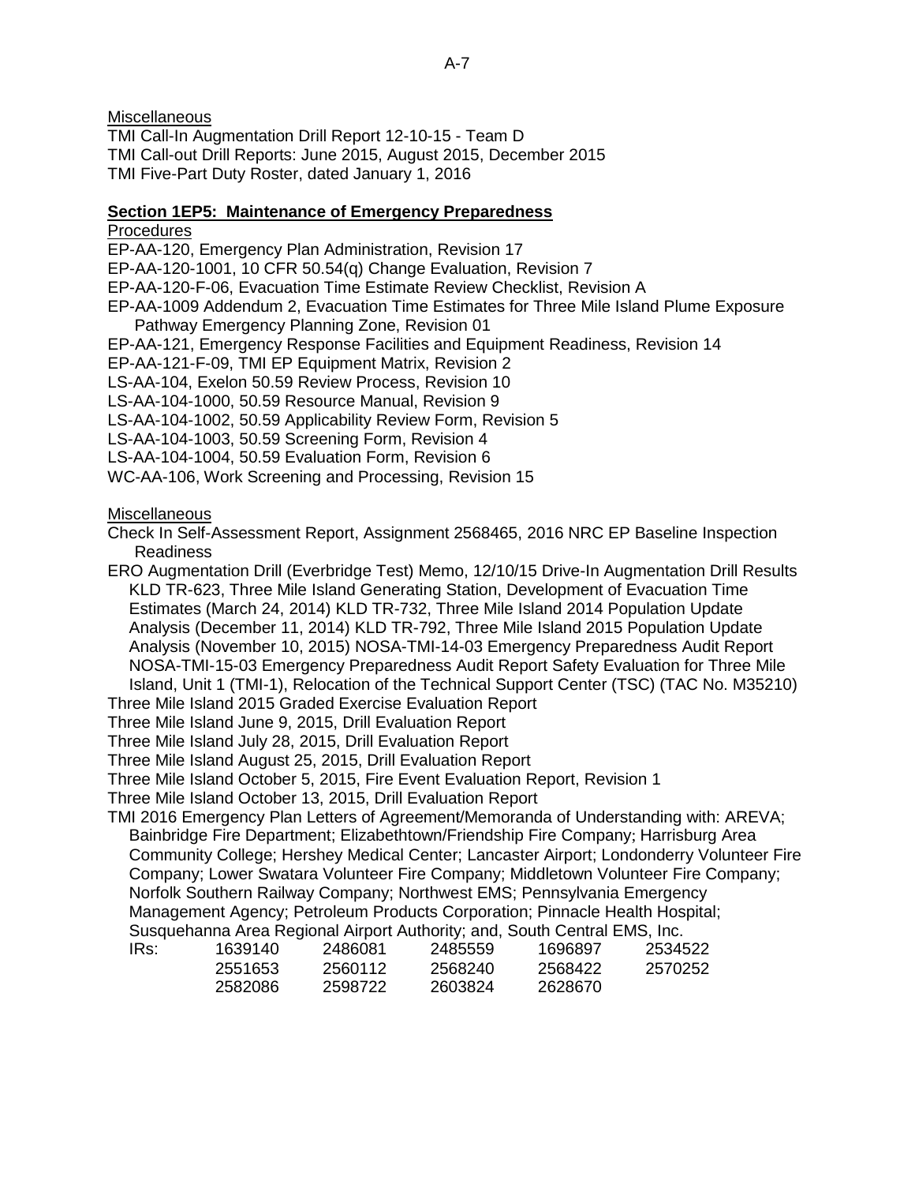Miscellaneous

TMI Call-In Augmentation Drill Report 12-10-15 - Team D
TMI Call-out Drill Reports: June 2015, August 2015, December 2015
TMI Five-Part Duty Roster, dated January 1, 2016

**Section 1EP5: Maintenance of Emergency Preparedness**

Procedures

EP-AA-120, Emergency Plan Administration, Revision 17
EP-AA-120-1001, 10 CFR 50.54(q) Change Evaluation, Revision 7
EP-AA-120-F-06, Evacuation Time Estimate Review Checklist, Revision A
EP-AA-1009 Addendum 2, Evacuation Time Estimates for Three Mile Island Plume Exposure Pathway Emergency Planning Zone, Revision 01
EP-AA-121, Emergency Response Facilities and Equipment Readiness, Revision 14
EP-AA-121-F-09, TMI EP Equipment Matrix, Revision 2
LS-AA-104, Exelon 50.59 Review Process, Revision 10
LS-AA-104-1000, 50.59 Resource Manual, Revision 9
LS-AA-104-1002, 50.59 Applicability Review Form, Revision 5
LS-AA-104-1003, 50.59 Screening Form, Revision 4
LS-AA-104-1004, 50.59 Evaluation Form, Revision 6
WC-AA-106, Work Screening and Processing, Revision 15

Miscellaneous

Check In Self-Assessment Report, Assignment 2568465, 2016 NRC EP Baseline Inspection Readiness
ERO Augmentation Drill (Everbridge Test) Memo, 12/10/15 Drive-In Augmentation Drill Results KLD TR-623, Three Mile Island Generating Station, Development of Evacuation Time Estimates (March 24, 2014) KLD TR-732, Three Mile Island 2014 Population Update Analysis (December 11, 2014) KLD TR-792, Three Mile Island 2015 Population Update Analysis (November 10, 2015) NOSA-TMI-14-03 Emergency Preparedness Audit Report NOSA-TMI-15-03 Emergency Preparedness Audit Report Safety Evaluation for Three Mile Island, Unit 1 (TMI-1), Relocation of the Technical Support Center (TSC) (TAC No. M35210)
Three Mile Island 2015 Graded Exercise Evaluation Report
Three Mile Island June 9, 2015, Drill Evaluation Report
Three Mile Island July 28, 2015, Drill Evaluation Report
Three Mile Island August 25, 2015, Drill Evaluation Report
Three Mile Island October 5, 2015, Fire Event Evaluation Report, Revision 1
Three Mile Island October 13, 2015, Drill Evaluation Report
TMI 2016 Emergency Plan Letters of Agreement/Memoranda of Understanding with: AREVA; Bainbridge Fire Department; Elizabethtown/Friendship Fire Company; Harrisburg Area Community College; Hershey Medical Center; Lancaster Airport; Londonderry Volunteer Fire Company; Lower Swatara Volunteer Fire Company; Middletown Volunteer Fire Company; Norfolk Southern Railway Company; Northwest EMS; Pennsylvania Emergency Management Agency; Petroleum Products Corporation; Pinnacle Health Hospital; Susquehanna Area Regional Airport Authority; and, South Central EMS, Inc.

| IRs: | | | | | |
|---|---|---|---|---|---|
| | 1639140 | 2486081 | 2485559 | 1696897 | 2534522 |
| | 2551653 | 2560112 | 2568240 | 2568422 | 2570252 |
| | 2582086 | 2598722 | 2603824 | 2628670 | |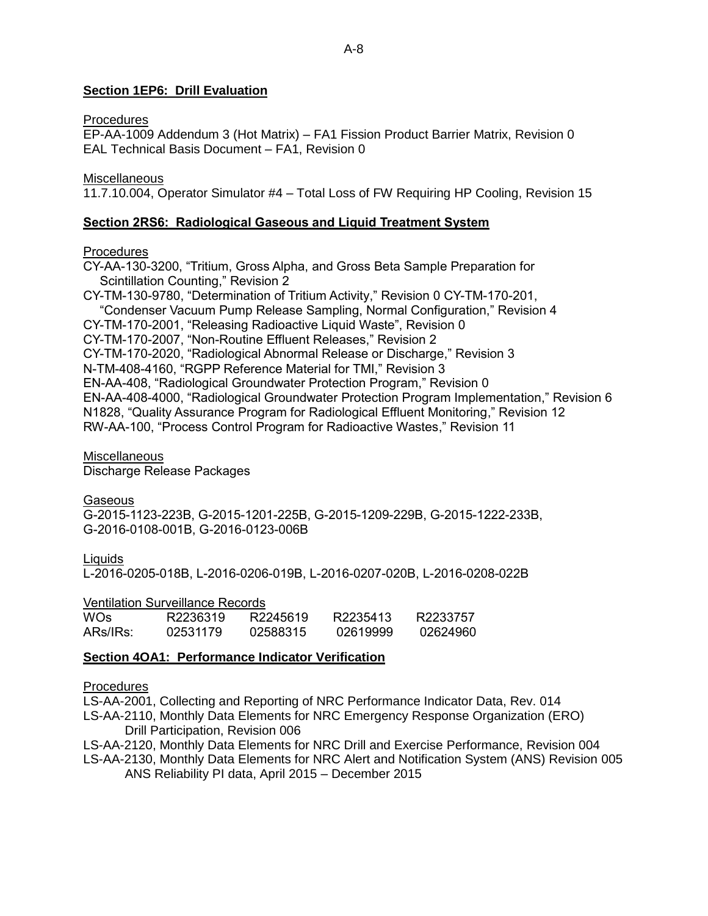## Section 1EP6: Drill Evaluation

Procedures

EP-AA-1009 Addendum 3 (Hot Matrix) – FA1 Fission Product Barrier Matrix, Revision 0
EAL Technical Basis Document – FA1, Revision 0

Miscellaneous

11.7.10.004, Operator Simulator #4 – Total Loss of FW Requiring HP Cooling, Revision 15

## Section 2RS6: Radiological Gaseous and Liquid Treatment System

Procedures

CY-AA-130-3200, "Tritium, Gross Alpha, and Gross Beta Sample Preparation for Scintillation Counting," Revision 2
CY-TM-130-9780, "Determination of Tritium Activity," Revision 0 CY-TM-170-201, "Condenser Vacuum Pump Release Sampling, Normal Configuration," Revision 4
CY-TM-170-2001, "Releasing Radioactive Liquid Waste", Revision 0
CY-TM-170-2007, "Non-Routine Effluent Releases," Revision 2
CY-TM-170-2020, "Radiological Abnormal Release or Discharge," Revision 3
N-TM-408-4160, "RGPP Reference Material for TMI," Revision 3
EN-AA-408, "Radiological Groundwater Protection Program," Revision 0
EN-AA-408-4000, "Radiological Groundwater Protection Program Implementation," Revision 6
N1828, "Quality Assurance Program for Radiological Effluent Monitoring," Revision 12
RW-AA-100, "Process Control Program for Radioactive Wastes," Revision 11

Miscellaneous

Discharge Release Packages

Gaseous

G-2015-1123-223B, G-2015-1201-225B, G-2015-1209-229B, G-2015-1222-233B, G-2016-0108-001B, G-2016-0123-006B

Liquids

L-2016-0205-018B, L-2016-0206-019B, L-2016-0207-020B, L-2016-0208-022B

Ventilation Surveillance Records

| WOs | R2236319 | R2245619 | R2235413 | R2233757 |
|---|---|---|---|---|
| ARs/IRs: | 02531179 | 02588315 | 02619999 | 02624960 |

## Section 4OA1: Performance Indicator Verification

Procedures

LS-AA-2001, Collecting and Reporting of NRC Performance Indicator Data, Rev. 014
LS-AA-2110, Monthly Data Elements for NRC Emergency Response Organization (ERO) Drill Participation, Revision 006
LS-AA-2120, Monthly Data Elements for NRC Drill and Exercise Performance, Revision 004
LS-AA-2130, Monthly Data Elements for NRC Alert and Notification System (ANS) Revision 005
ANS Reliability PI data, April 2015 – December 2015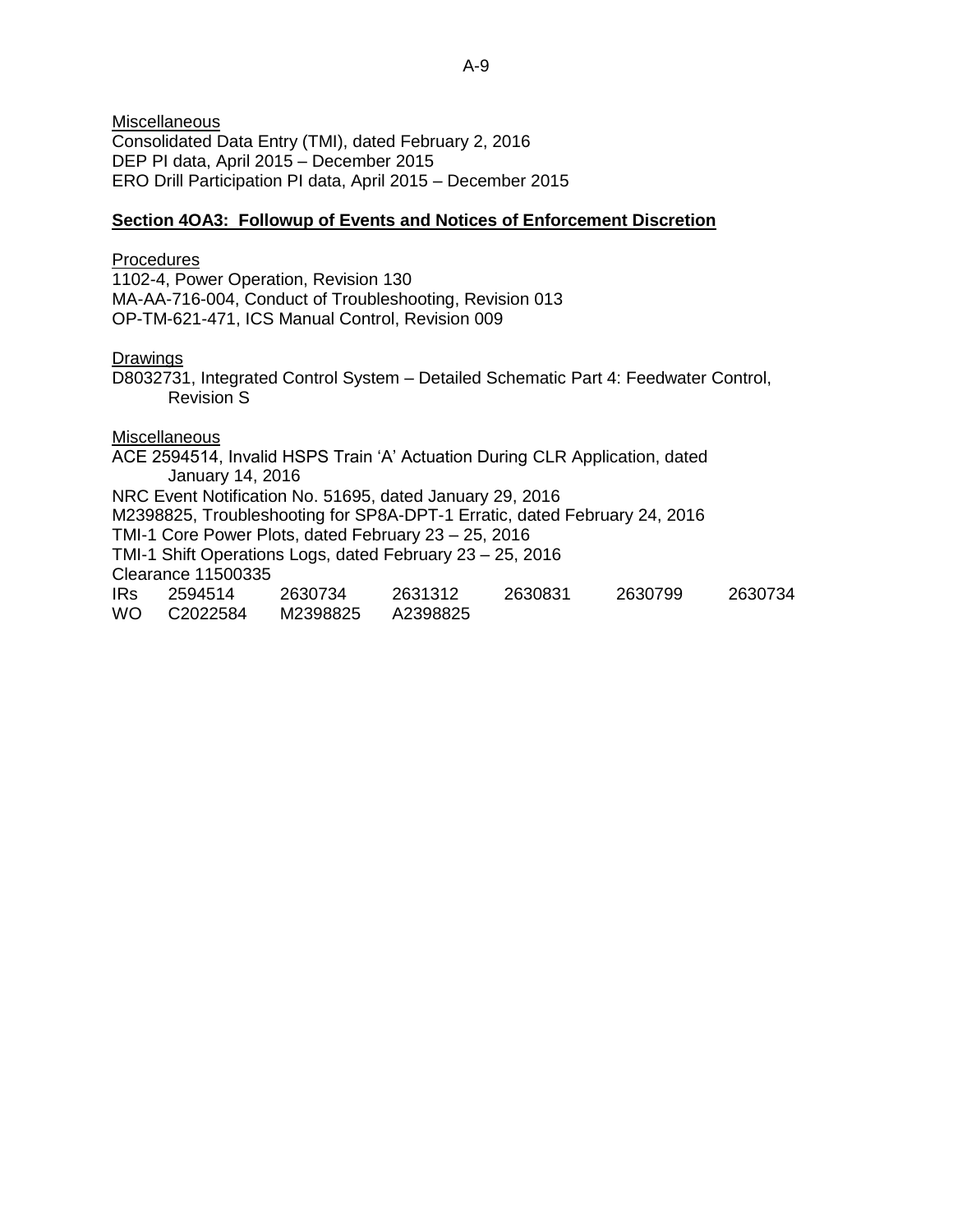Miscellaneous
Consolidated Data Entry (TMI), dated February 2, 2016
DEP PI data, April 2015 – December 2015
ERO Drill Participation PI data, April 2015 – December 2015

**Section 4OA3: Followup of Events and Notices of Enforcement Discretion**

Procedures
1102-4, Power Operation, Revision 130
MA-AA-716-004, Conduct of Troubleshooting, Revision 013
OP-TM-621-471, ICS Manual Control, Revision 009

Drawings
D8032731, Integrated Control System – Detailed Schematic Part 4: Feedwater Control, Revision S

Miscellaneous
ACE 2594514, Invalid HSPS Train 'A' Actuation During CLR Application, dated January 14, 2016
NRC Event Notification No. 51695, dated January 29, 2016
M2398825, Troubleshooting for SP8A-DPT-1 Erratic, dated February 24, 2016
TMI-1 Core Power Plots, dated February 23 – 25, 2016
TMI-1 Shift Operations Logs, dated February 23 – 25, 2016
Clearance 11500335

| | | | | | | |
|---|---|---|---|---|---|---|
| IRs | 2594514 | 2630734 | 2631312 | 2630831 | 2630799 | 2630734 |
| WO | C2022584 | M2398825 | A2398825 | | | |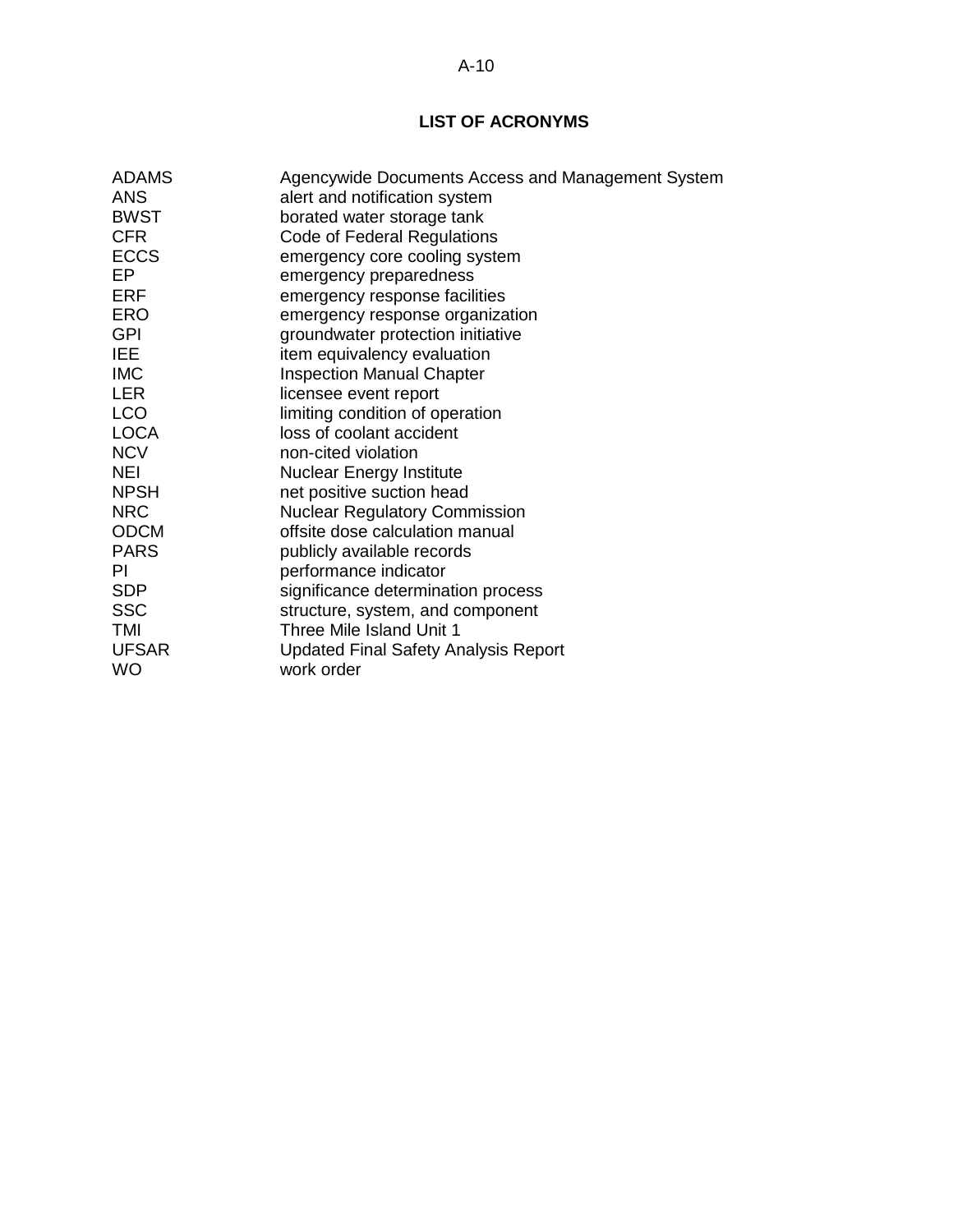## LIST OF ACRONYMS

| | |
|---|---|
| ADAMS | Agencywide Documents Access and Management System |
| ANS | alert and notification system |
| BWST | borated water storage tank |
| CFR | Code of Federal Regulations |
| ECCS | emergency core cooling system |
| EP | emergency preparedness |
| ERF | emergency response facilities |
| ERO | emergency response organization |
| GPI | groundwater protection initiative |
| IEE | item equivalency evaluation |
| IMC | Inspection Manual Chapter |
| LER | licensee event report |
| LCO | limiting condition of operation |
| LOCA | loss of coolant accident |
| NCV | non-cited violation |
| NEI | Nuclear Energy Institute |
| NPSH | net positive suction head |
| NRC | Nuclear Regulatory Commission |
| ODCM | offsite dose calculation manual |
| PARS | publicly available records |
| PI | performance indicator |
| SDP | significance determination process |
| SSC | structure, system, and component |
| TMI | Three Mile Island Unit 1 |
| UFSAR | Updated Final Safety Analysis Report |
| WO | work order |